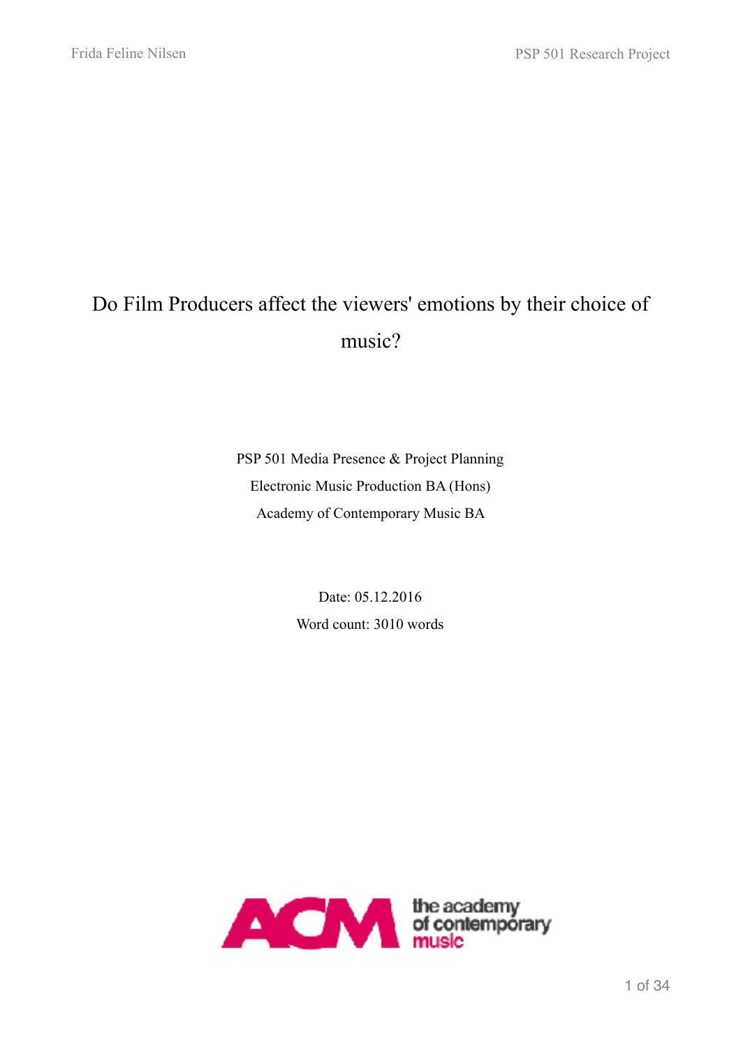# Do Film Producers affect the viewers' emotions by their choice of music?

PSP 501 Media Presence & Project Planning

Electronic Music Production BA (Hons)

Academy of Contemporary Music BA

Date: 05.12.2016

Word count: 3010 words

the academy of contemporary music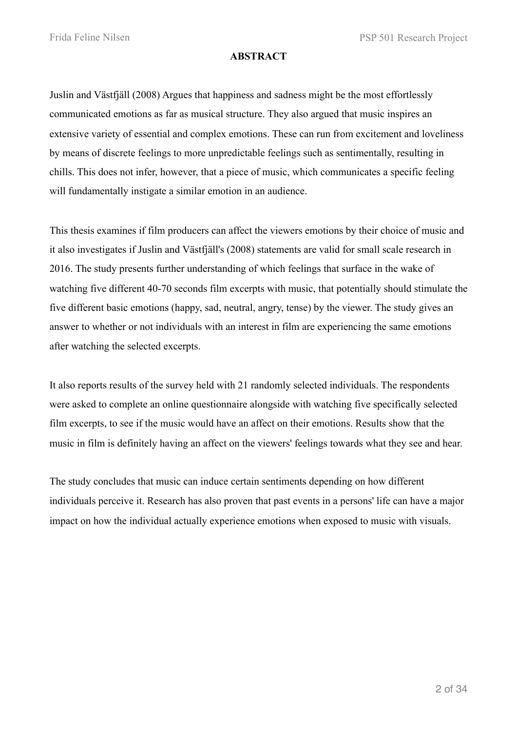**ABSTRACT**

Juslin and Västfjäll (2008) Argues that happiness and sadness might be the most effortlessly communicated emotions as far as musical structure. They also argued that music inspires an extensive variety of essential and complex emotions. These can run from excitement and loveliness by means of discrete feelings to more unpredictable feelings such as sentimentally, resulting in chills. This does not infer, however, that a piece of music, which communicates a specific feeling will fundamentally instigate a similar emotion in an audience.

This thesis examines if film producers can affect the viewers emotions by their choice of music and it also investigates if Juslin and Västfjäll's (2008) statements are valid for small scale research in 2016. The study presents further understanding of which feelings that surface in the wake of watching five different 40-70 seconds film excerpts with music, that potentially should stimulate the five different basic emotions (happy, sad, neutral, angry, tense) by the viewer. The study gives an answer to whether or not individuals with an interest in film are experiencing the same emotions after watching the selected excerpts.

It also reports results of the survey held with 21 randomly selected individuals. The respondents were asked to complete an online questionnaire alongside with watching five specifically selected film excerpts, to see if the music would have an affect on their emotions. Results show that the music in film is definitely having an affect on the viewers' feelings towards what they see and hear.

The study concludes that music can induce certain sentiments depending on how different individuals perceive it. Research has also proven that past events in a persons' life can have a major impact on how the individual actually experience emotions when exposed to music with visuals.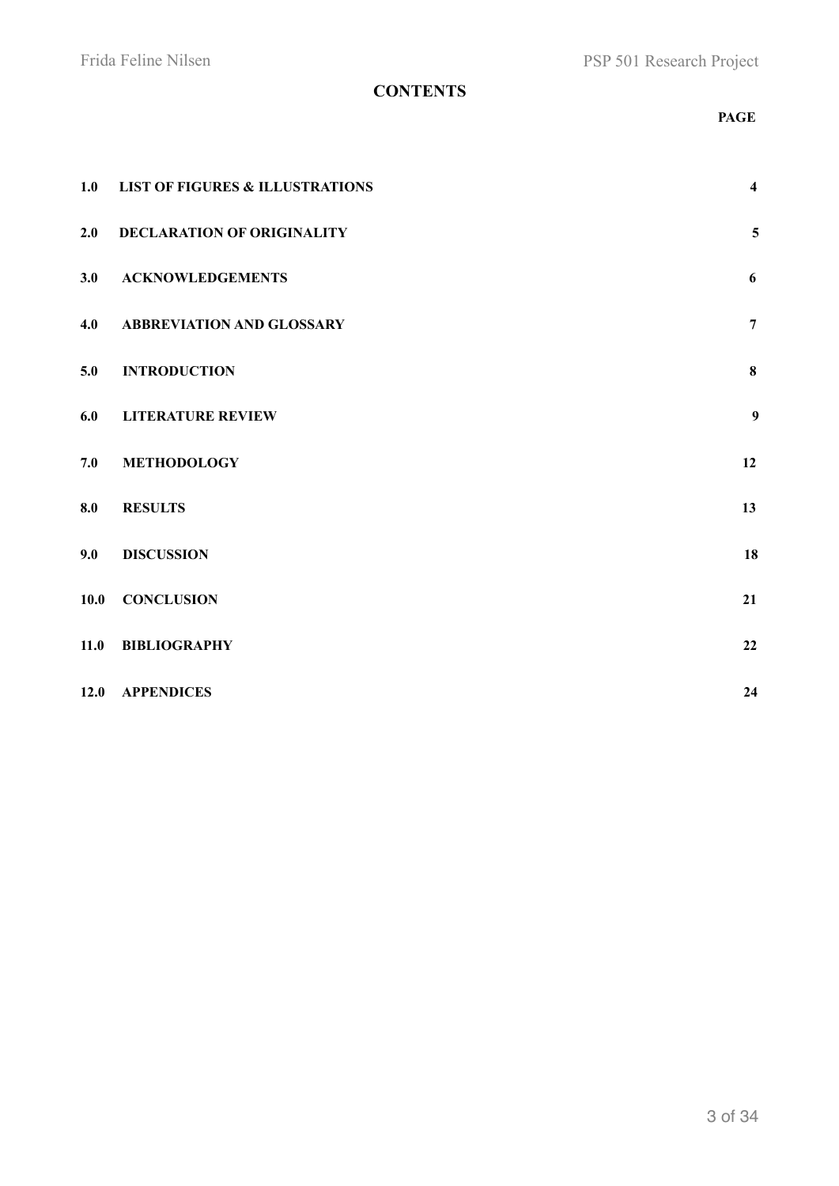# CONTENTS

| | | PAGE |
|---|---|---|
| 1.0 | LIST OF FIGURES & ILLUSTRATIONS | 4 |
| 2.0 | DECLARATION OF ORIGINALITY | 5 |
| 3.0 | ACKNOWLEDGEMENTS | 6 |
| 4.0 | ABBREVIATION AND GLOSSARY | 7 |
| 5.0 | INTRODUCTION | 8 |
| 6.0 | LITERATURE REVIEW | 9 |
| 7.0 | METHODOLOGY | 12 |
| 8.0 | RESULTS | 13 |
| 9.0 | DISCUSSION | 18 |
| 10.0 | CONCLUSION | 21 |
| 11.0 | BIBLIOGRAPHY | 22 |
| 12.0 | APPENDICES | 24 |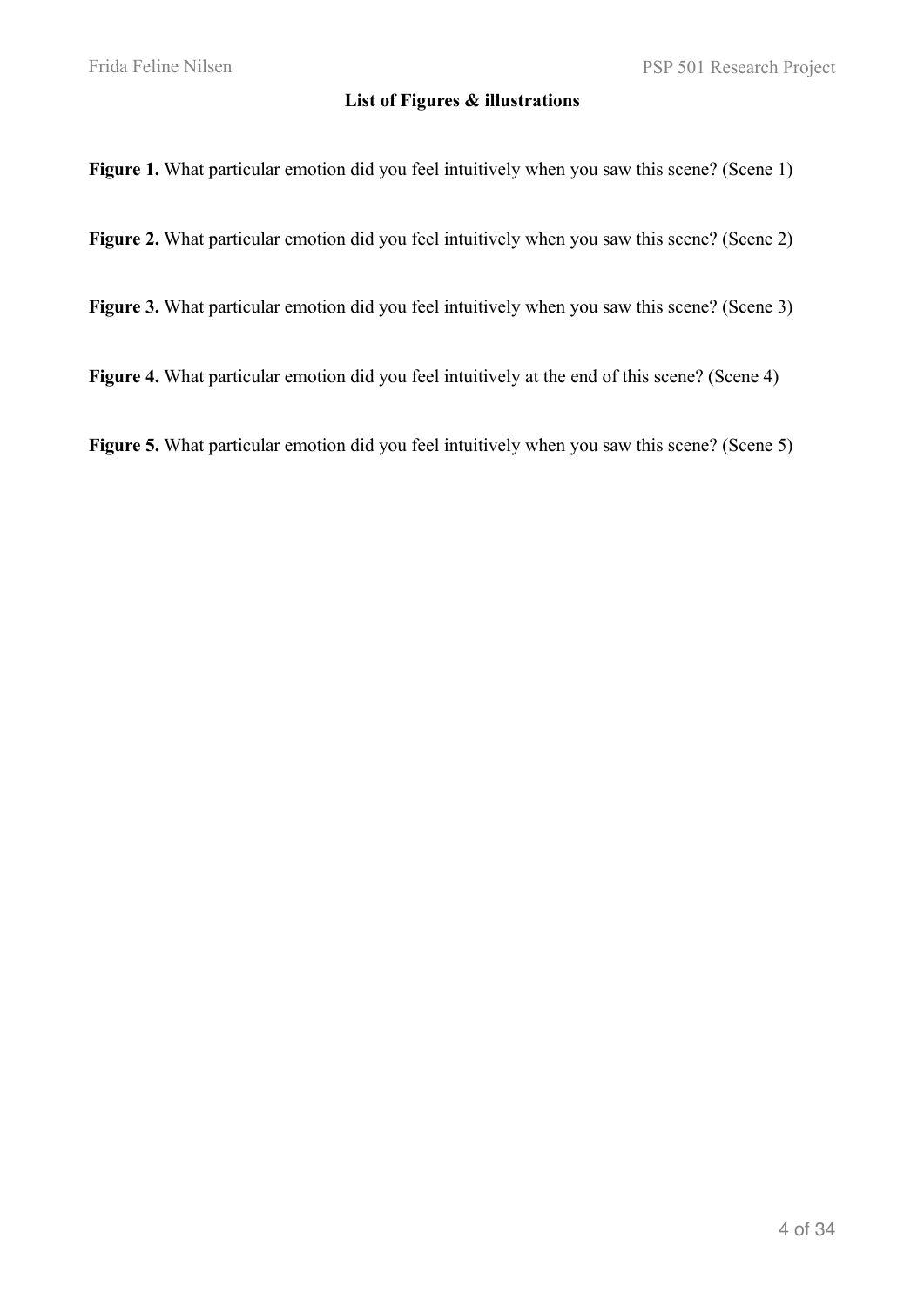## List of Figures & illustrations

**Figure 1.** What particular emotion did you feel intuitively when you saw this scene? (Scene 1)

**Figure 2.** What particular emotion did you feel intuitively when you saw this scene? (Scene 2)

**Figure 3.** What particular emotion did you feel intuitively when you saw this scene? (Scene 3)

**Figure 4.** What particular emotion did you feel intuitively at the end of this scene? (Scene 4)

**Figure 5.** What particular emotion did you feel intuitively when you saw this scene? (Scene 5)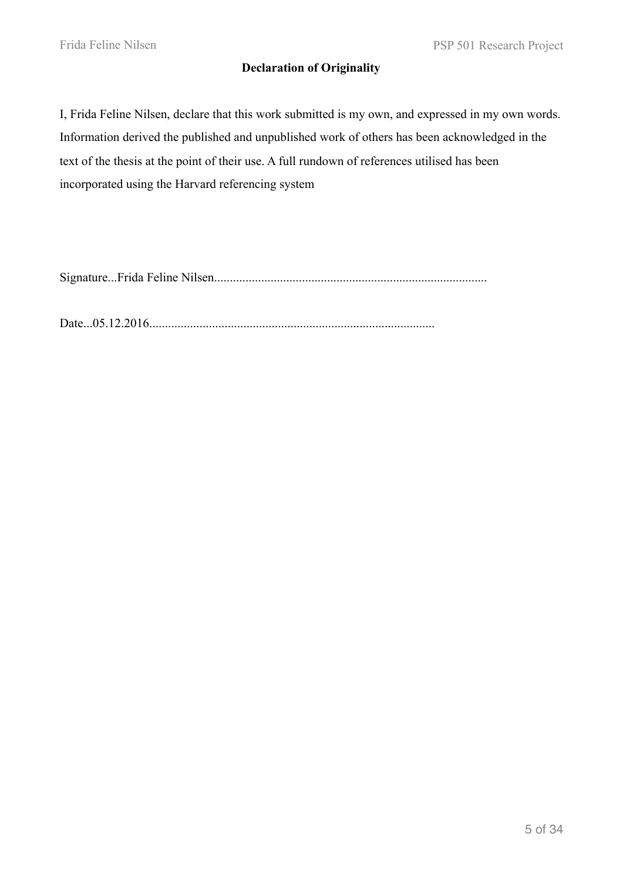**Declaration of Originality**

I, Frida Feline Nilsen, declare that this work submitted is my own, and expressed in my own words. Information derived the published and unpublished work of others has been acknowledged in the text of the thesis at the point of their use. A full rundown of references utilised has been incorporated using the Harvard referencing system

Signature...Frida Feline Nilsen......................................................................................

Date...05.12.2016..........................................................................................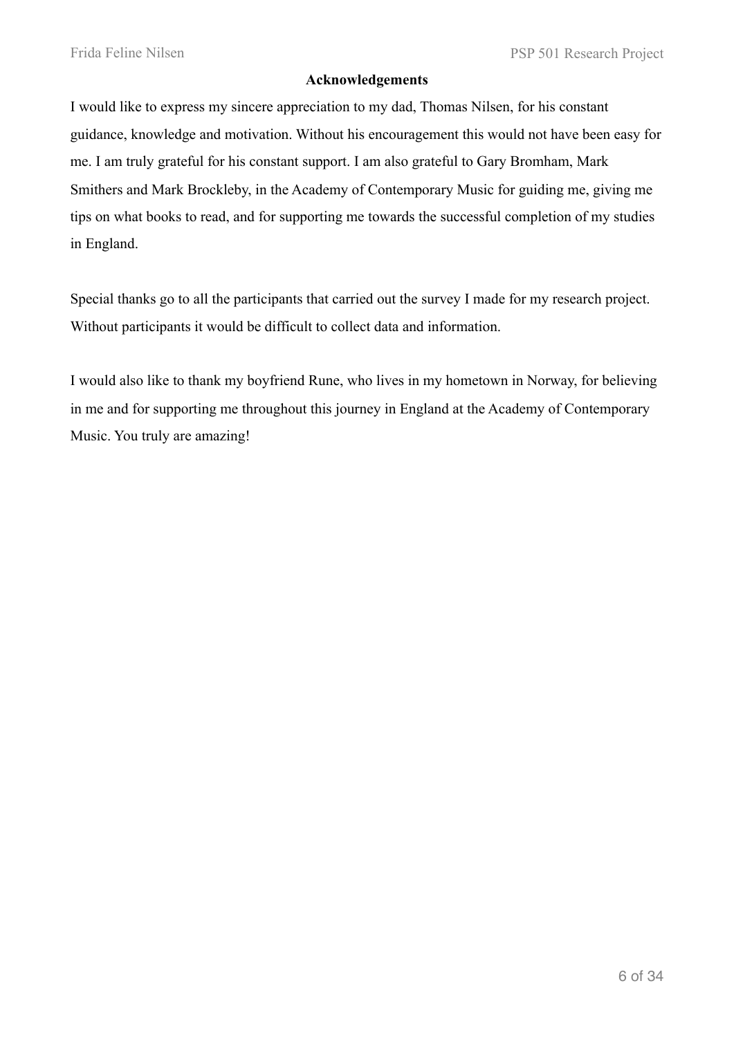## Acknowledgements

I would like to express my sincere appreciation to my dad, Thomas Nilsen, for his constant guidance, knowledge and motivation. Without his encouragement this would not have been easy for me. I am truly grateful for his constant support. I am also grateful to Gary Bromham, Mark Smithers and Mark Brockleby, in the Academy of Contemporary Music for guiding me, giving me tips on what books to read, and for supporting me towards the successful completion of my studies in England.

Special thanks go to all the participants that carried out the survey I made for my research project. Without participants it would be difficult to collect data and information.

I would also like to thank my boyfriend Rune, who lives in my hometown in Norway, for believing in me and for supporting me throughout this journey in England at the Academy of Contemporary Music. You truly are amazing!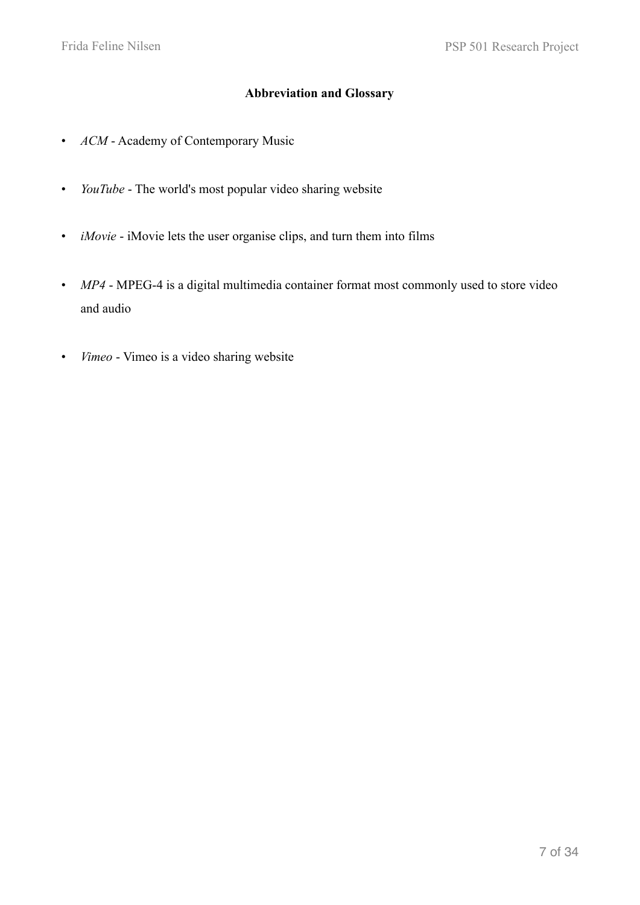## Abbreviation and Glossary

- *ACM* - Academy of Contemporary Music
- *YouTube* - The world's most popular video sharing website
- *iMovie* - iMovie lets the user organise clips, and turn them into films
- *MP4* - MPEG-4 is a digital multimedia container format most commonly used to store video and audio
- *Vimeo* - Vimeo is a video sharing website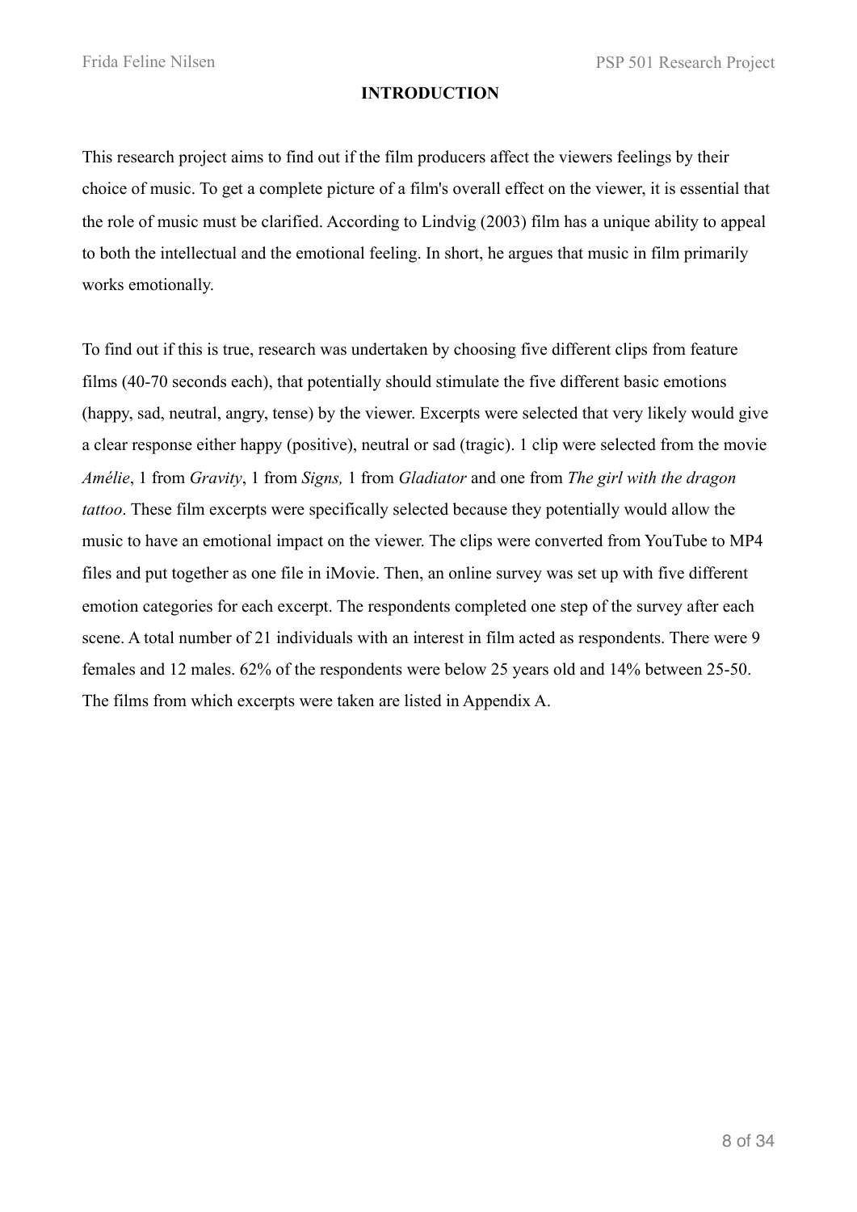# INTRODUCTION

This research project aims to find out if the film producers affect the viewers feelings by their choice of music. To get a complete picture of a film's overall effect on the viewer, it is essential that the role of music must be clarified. According to Lindvig (2003) film has a unique ability to appeal to both the intellectual and the emotional feeling. In short, he argues that music in film primarily works emotionally.

To find out if this is true, research was undertaken by choosing five different clips from feature films (40-70 seconds each), that potentially should stimulate the five different basic emotions (happy, sad, neutral, angry, tense) by the viewer. Excerpts were selected that very likely would give a clear response either happy (positive), neutral or sad (tragic). 1 clip were selected from the movie *Amélie*, 1 from *Gravity*, 1 from *Signs,* 1 from *Gladiator* and one from *The girl with the dragon tattoo*. These film excerpts were specifically selected because they potentially would allow the music to have an emotional impact on the viewer. The clips were converted from YouTube to MP4 files and put together as one file in iMovie. Then, an online survey was set up with five different emotion categories for each excerpt. The respondents completed one step of the survey after each scene. A total number of 21 individuals with an interest in film acted as respondents. There were 9 females and 12 males. 62% of the respondents were below 25 years old and 14% between 25-50. The films from which excerpts were taken are listed in Appendix A.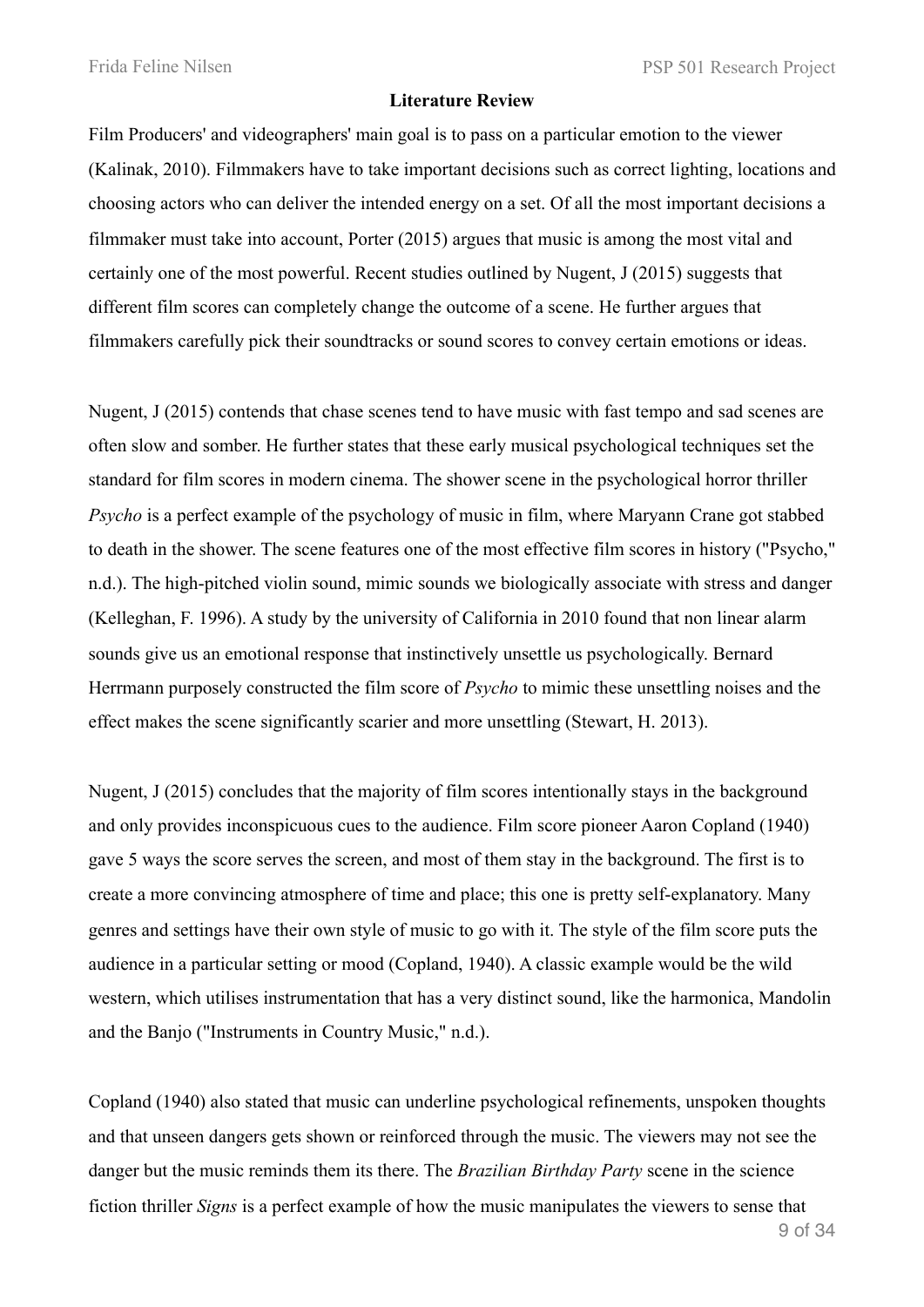**Literature Review**

Film Producers' and videographers' main goal is to pass on a particular emotion to the viewer (Kalinak, 2010). Filmmakers have to take important decisions such as correct lighting, locations and choosing actors who can deliver the intended energy on a set. Of all the most important decisions a filmmaker must take into account, Porter (2015) argues that music is among the most vital and certainly one of the most powerful. Recent studies outlined by Nugent, J (2015) suggests that different film scores can completely change the outcome of a scene. He further argues that filmmakers carefully pick their soundtracks or sound scores to convey certain emotions or ideas.

Nugent, J (2015) contends that chase scenes tend to have music with fast tempo and sad scenes are often slow and somber. He further states that these early musical psychological techniques set the standard for film scores in modern cinema. The shower scene in the psychological horror thriller *Psycho* is a perfect example of the psychology of music in film, where Maryann Crane got stabbed to death in the shower. The scene features one of the most effective film scores in history ("Psycho," n.d.). The high-pitched violin sound, mimic sounds we biologically associate with stress and danger (Kelleghan, F. 1996). A study by the university of California in 2010 found that non linear alarm sounds give us an emotional response that instinctively unsettle us psychologically. Bernard Herrmann purposely constructed the film score of *Psycho* to mimic these unsettling noises and the effect makes the scene significantly scarier and more unsettling (Stewart, H. 2013).

Nugent, J (2015) concludes that the majority of film scores intentionally stays in the background and only provides inconspicuous cues to the audience. Film score pioneer Aaron Copland (1940) gave 5 ways the score serves the screen, and most of them stay in the background. The first is to create a more convincing atmosphere of time and place; this one is pretty self-explanatory. Many genres and settings have their own style of music to go with it. The style of the film score puts the audience in a particular setting or mood (Copland, 1940). A classic example would be the wild western, which utilises instrumentation that has a very distinct sound, like the harmonica, Mandolin and the Banjo ("Instruments in Country Music," n.d.).

Copland (1940) also stated that music can underline psychological refinements, unspoken thoughts and that unseen dangers gets shown or reinforced through the music. The viewers may not see the danger but the music reminds them its there. The *Brazilian Birthday Party* scene in the science fiction thriller *Signs* is a perfect example of how the music manipulates the viewers to sense that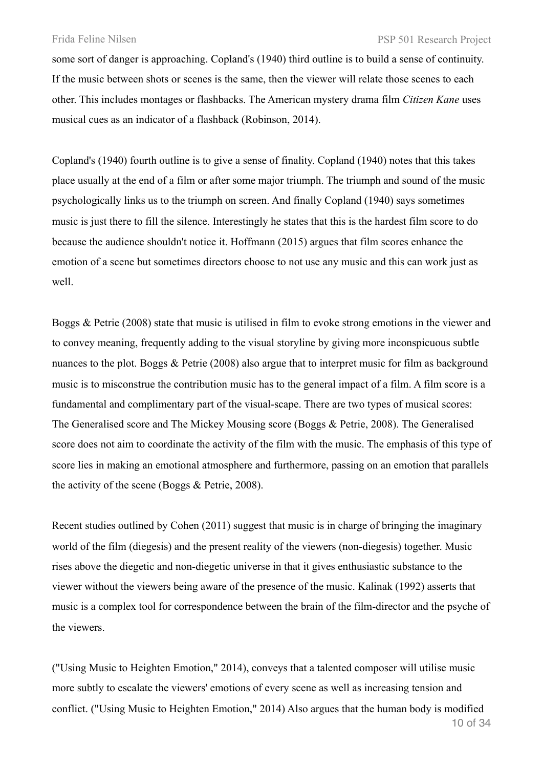some sort of danger is approaching. Copland's (1940) third outline is to build a sense of continuity. If the music between shots or scenes is the same, then the viewer will relate those scenes to each other. This includes montages or flashbacks. The American mystery drama film *Citizen Kane* uses musical cues as an indicator of a flashback (Robinson, 2014).

Copland's (1940) fourth outline is to give a sense of finality. Copland (1940) notes that this takes place usually at the end of a film or after some major triumph. The triumph and sound of the music psychologically links us to the triumph on screen. And finally Copland (1940) says sometimes music is just there to fill the silence. Interestingly he states that this is the hardest film score to do because the audience shouldn't notice it. Hoffmann (2015) argues that film scores enhance the emotion of a scene but sometimes directors choose to not use any music and this can work just as well.

Boggs & Petrie (2008) state that music is utilised in film to evoke strong emotions in the viewer and to convey meaning, frequently adding to the visual storyline by giving more inconspicuous subtle nuances to the plot. Boggs & Petrie (2008) also argue that to interpret music for film as background music is to misconstrue the contribution music has to the general impact of a film. A film score is a fundamental and complimentary part of the visual-scape. There are two types of musical scores: The Generalised score and The Mickey Mousing score (Boggs & Petrie, 2008). The Generalised score does not aim to coordinate the activity of the film with the music. The emphasis of this type of score lies in making an emotional atmosphere and furthermore, passing on an emotion that parallels the activity of the scene (Boggs & Petrie, 2008).

Recent studies outlined by Cohen (2011) suggest that music is in charge of bringing the imaginary world of the film (diegesis) and the present reality of the viewers (non-diegesis) together. Music rises above the diegetic and non-diegetic universe in that it gives enthusiastic substance to the viewer without the viewers being aware of the presence of the music. Kalinak (1992) asserts that music is a complex tool for correspondence between the brain of the film-director and the psyche of the viewers.

("Using Music to Heighten Emotion," 2014), conveys that a talented composer will utilise music more subtly to escalate the viewers' emotions of every scene as well as increasing tension and conflict. ("Using Music to Heighten Emotion," 2014) Also argues that the human body is modified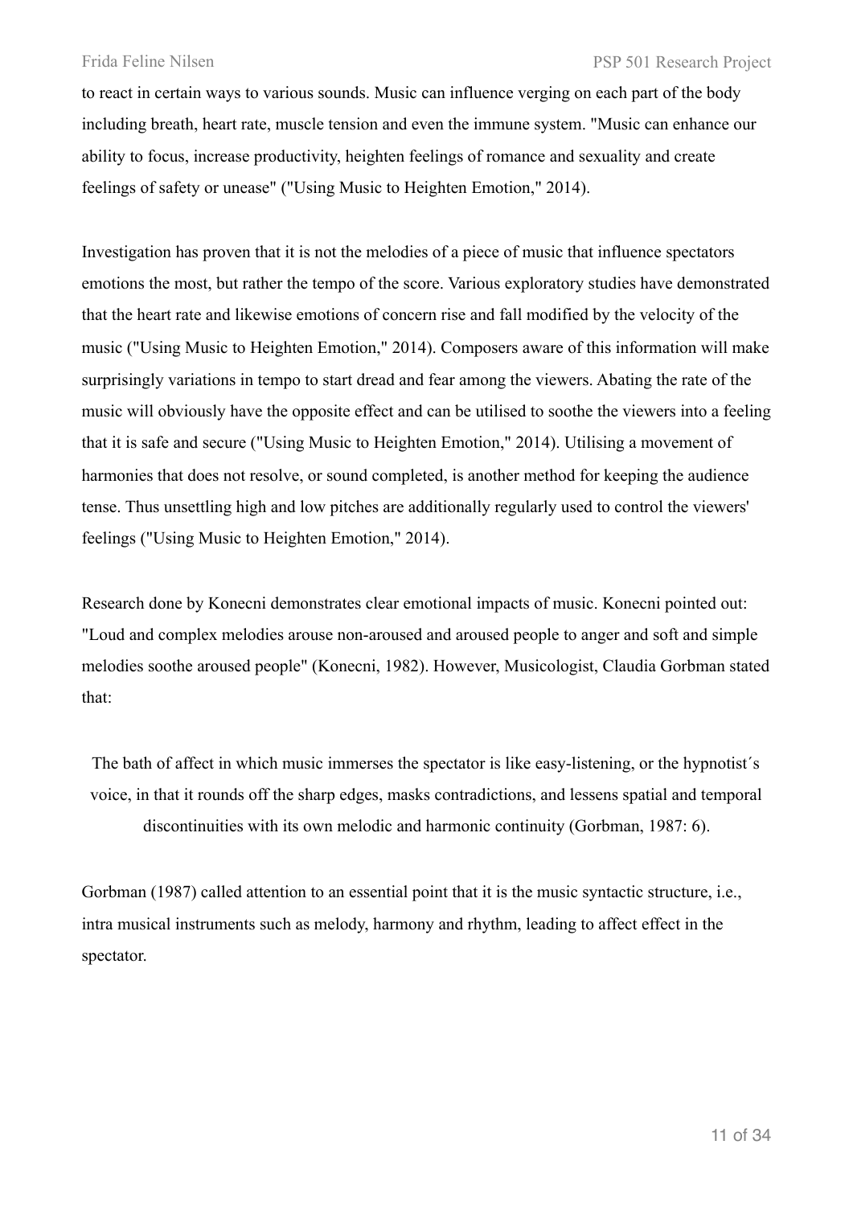to react in certain ways to various sounds. Music can influence verging on each part of the body including breath, heart rate, muscle tension and even the immune system. "Music can enhance our ability to focus, increase productivity, heighten feelings of romance and sexuality and create feelings of safety or unease" ("Using Music to Heighten Emotion," 2014).

Investigation has proven that it is not the melodies of a piece of music that influence spectators emotions the most, but rather the tempo of the score. Various exploratory studies have demonstrated that the heart rate and likewise emotions of concern rise and fall modified by the velocity of the music ("Using Music to Heighten Emotion," 2014). Composers aware of this information will make surprisingly variations in tempo to start dread and fear among the viewers. Abating the rate of the music will obviously have the opposite effect and can be utilised to soothe the viewers into a feeling that it is safe and secure ("Using Music to Heighten Emotion," 2014). Utilising a movement of harmonies that does not resolve, or sound completed, is another method for keeping the audience tense. Thus unsettling high and low pitches are additionally regularly used to control the viewers' feelings ("Using Music to Heighten Emotion," 2014).

Research done by Konecni demonstrates clear emotional impacts of music. Konecni pointed out: "Loud and complex melodies arouse non-aroused and aroused people to anger and soft and simple melodies soothe aroused people" (Konecni, 1982). However, Musicologist, Claudia Gorbman stated that:

> The bath of affect in which music immerses the spectator is like easy-listening, or the hypnotist´s voice, in that it rounds off the sharp edges, masks contradictions, and lessens spatial and temporal discontinuities with its own melodic and harmonic continuity (Gorbman, 1987: 6).

Gorbman (1987) called attention to an essential point that it is the music syntactic structure, i.e., intra musical instruments such as melody, harmony and rhythm, leading to affect effect in the spectator.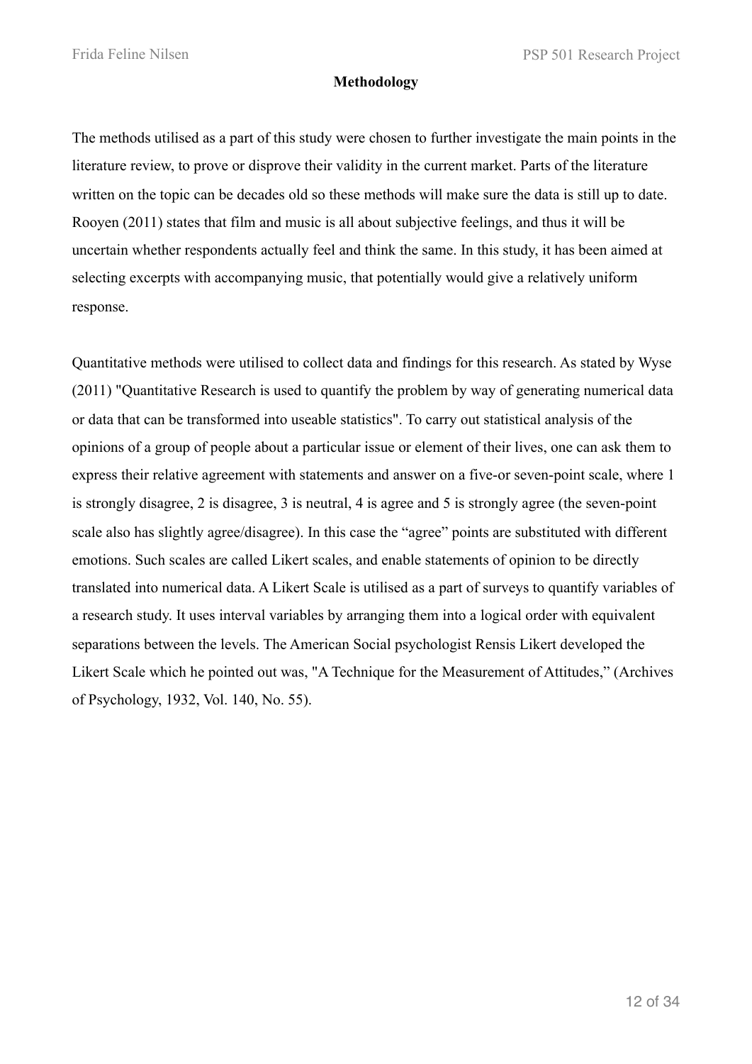## Methodology

The methods utilised as a part of this study were chosen to further investigate the main points in the literature review, to prove or disprove their validity in the current market. Parts of the literature written on the topic can be decades old so these methods will make sure the data is still up to date. Rooyen (2011) states that film and music is all about subjective feelings, and thus it will be uncertain whether respondents actually feel and think the same. In this study, it has been aimed at selecting excerpts with accompanying music, that potentially would give a relatively uniform response.

Quantitative methods were utilised to collect data and findings for this research. As stated by Wyse (2011) "Quantitative Research is used to quantify the problem by way of generating numerical data or data that can be transformed into useable statistics". To carry out statistical analysis of the opinions of a group of people about a particular issue or element of their lives, one can ask them to express their relative agreement with statements and answer on a five-or seven-point scale, where 1 is strongly disagree, 2 is disagree, 3 is neutral, 4 is agree and 5 is strongly agree (the seven-point scale also has slightly agree/disagree). In this case the "agree" points are substituted with different emotions. Such scales are called Likert scales, and enable statements of opinion to be directly translated into numerical data. A Likert Scale is utilised as a part of surveys to quantify variables of a research study. It uses interval variables by arranging them into a logical order with equivalent separations between the levels. The American Social psychologist Rensis Likert developed the Likert Scale which he pointed out was, "A Technique for the Measurement of Attitudes," (Archives of Psychology, 1932, Vol. 140, No. 55).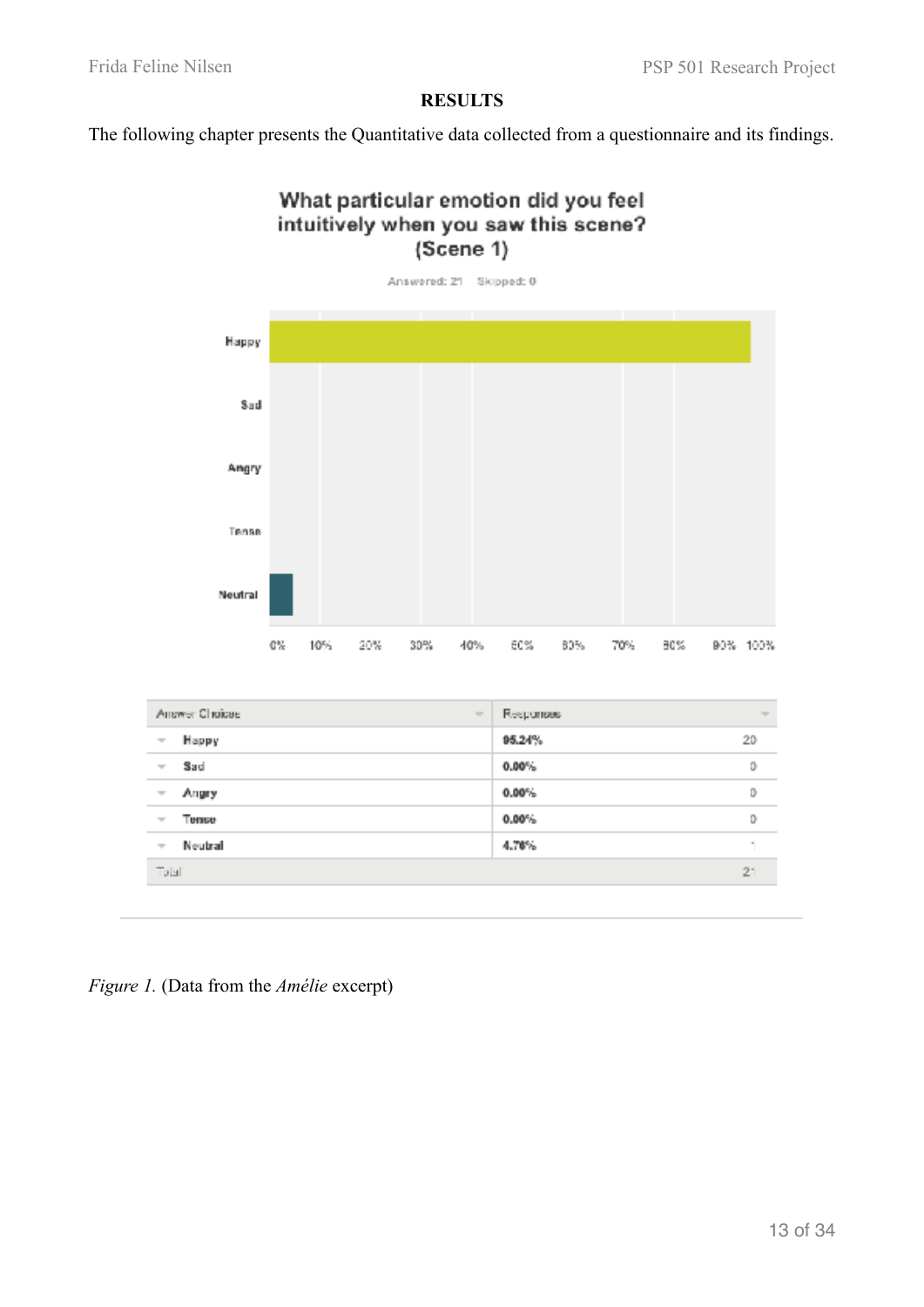# RESULTS

The following chapter presents the Quantitative data collected from a questionnaire and its findings.

**What particular emotion did you feel intuitively when you saw this scene? (Scene 1)**

Answered: 21 Skipped: 0

| Answer Choices | Responses | |
|---|---|---|
| Happy | 95.24% | 20 |
| Sad | 0.00% | 0 |
| Angry | 0.00% | 0 |
| Tense | 0.00% | 0 |
| Neutral | 4.76% | 1 |
| Total | | 21 |

*Figure 1.* (Data from the *Amélie* excerpt)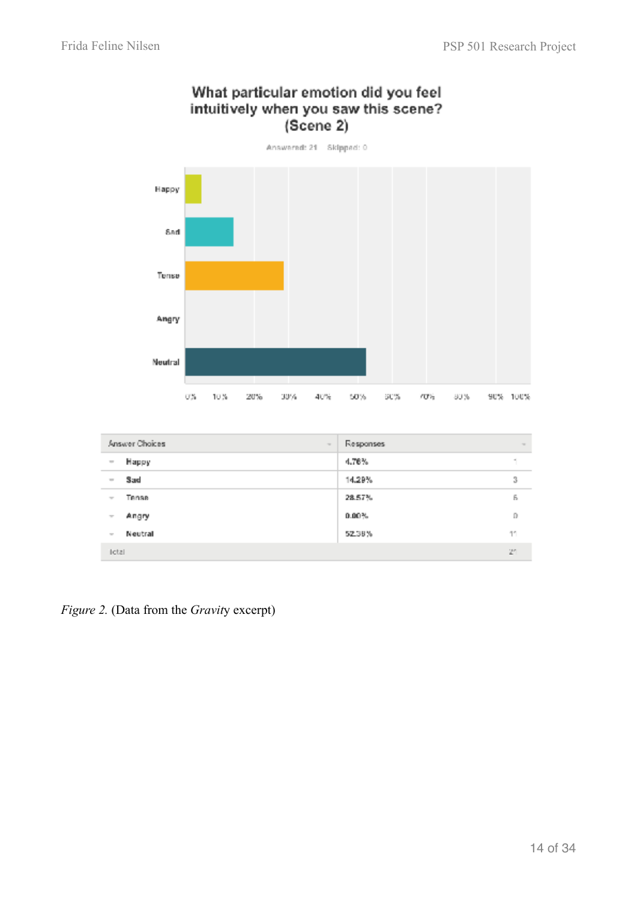### What particular emotion did you feel intuitively when you saw this scene? (Scene 2)

Answered: 21 Skipped: 0

| Answer Choices | Responses | |
|---|---|---|
| Happy | 4.76% | 1 |
| Sad | 14.29% | 3 |
| Tense | 28.57% | 6 |
| Angry | 0.00% | 0 |
| Neutral | 52.38% | 11 |
| Total | | 21 |

*Figure 2.* (Data from the *Gravity* excerpt)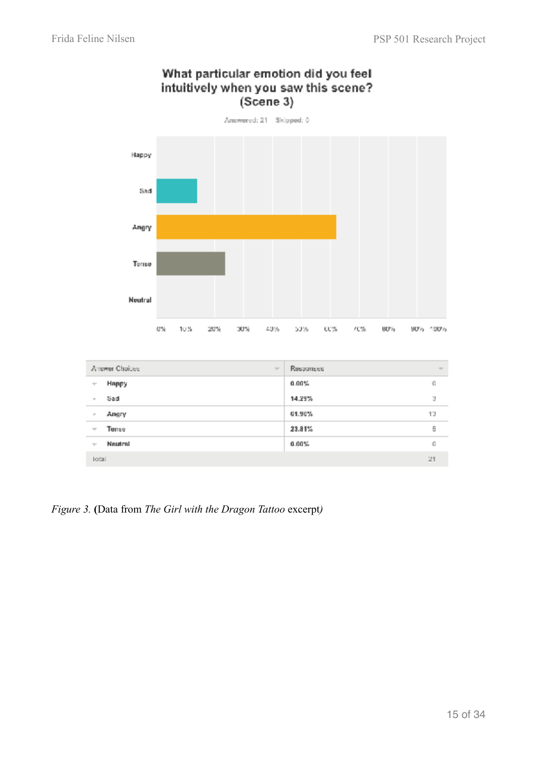**What particular emotion did you feel intuitively when you saw this scene? (Scene 3)**

Answered: 21 Skipped: 0

| Answer Choices | Responses | |
|---|---|---|
| Happy | 0.00% | 0 |
| Sad | 14.29% | 3 |
| Angry | 61.90% | 13 |
| Tense | 23.81% | 5 |
| Neutral | 0.00% | 0 |
| Total | | 21 |

*Figure 3.* **(**Data from *The Girl with the Dragon Tattoo* excerpt*)*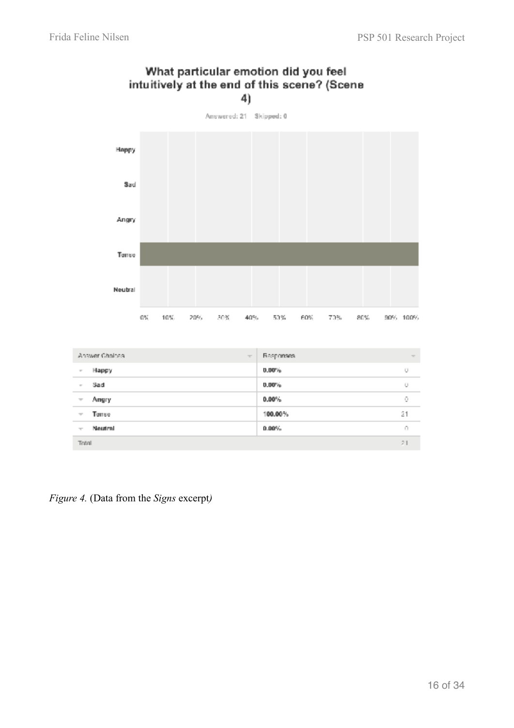**What particular emotion did you feel intuitively at the end of this scene? (Scene 4)**

Answered: 21 Skipped: 0

| Answer Choices | Responses | |
|---|---|---|
| Happy | 0.00% | 0 |
| Sad | 0.00% | 0 |
| Angry | 0.00% | 0 |
| Tense | 100.00% | 21 |
| Neutral | 0.00% | 0 |
| Total | | 21 |

*Figure 4.* (Data from the *Signs* excerpt*)*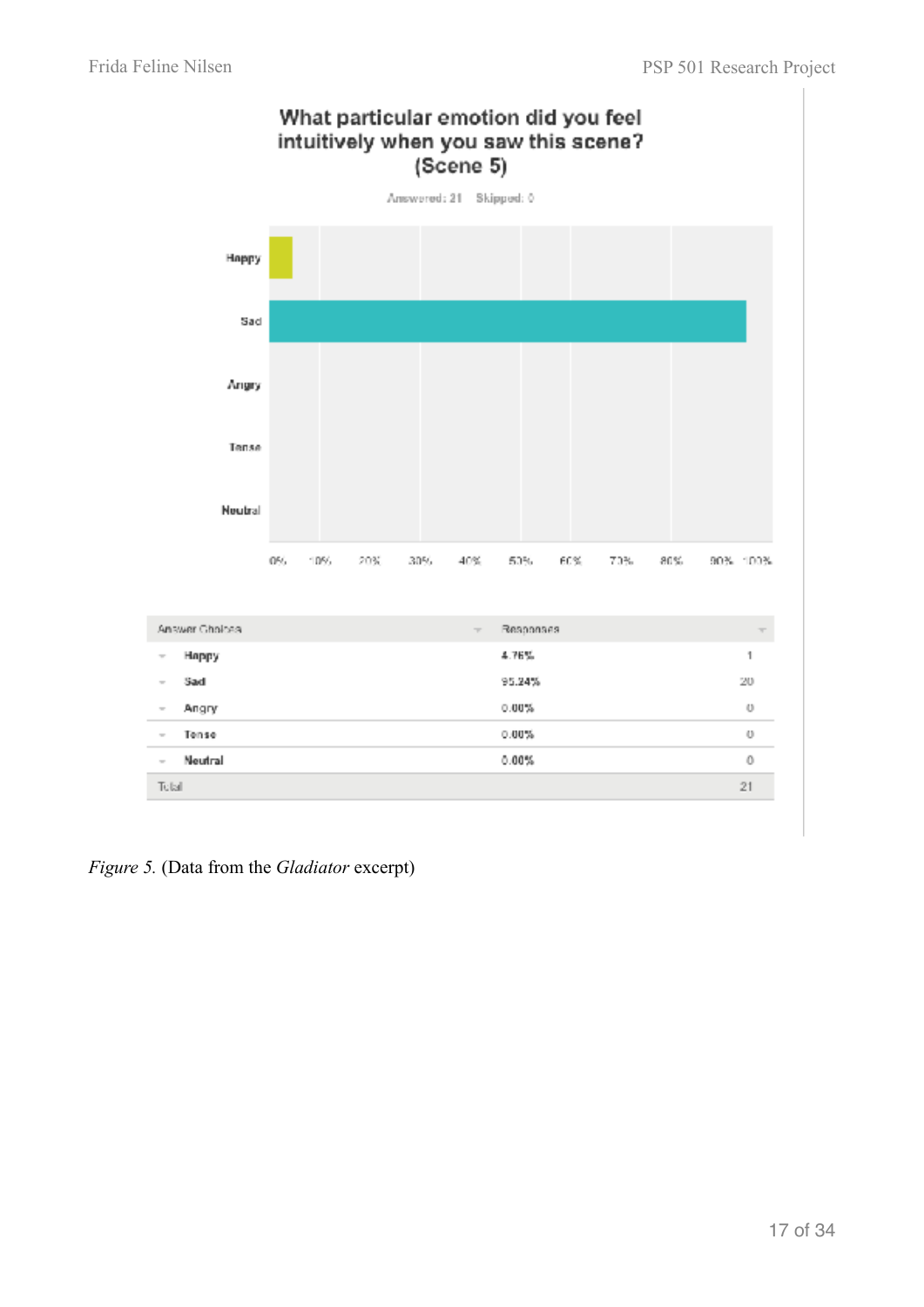## What particular emotion did you feel intuitively when you saw this scene? (Scene 5)

Answered: 21 Skipped: 0

| Answer Choices | Responses | |
|---|---|---|
| Happy | 4.76% | 1 |
| Sad | 95.24% | 20 |
| Angry | 0.00% | 0 |
| Tense | 0.00% | 0 |
| Neutral | 0.00% | 0 |
| Total | | 21 |

*Figure 5.* (Data from the *Gladiator* excerpt)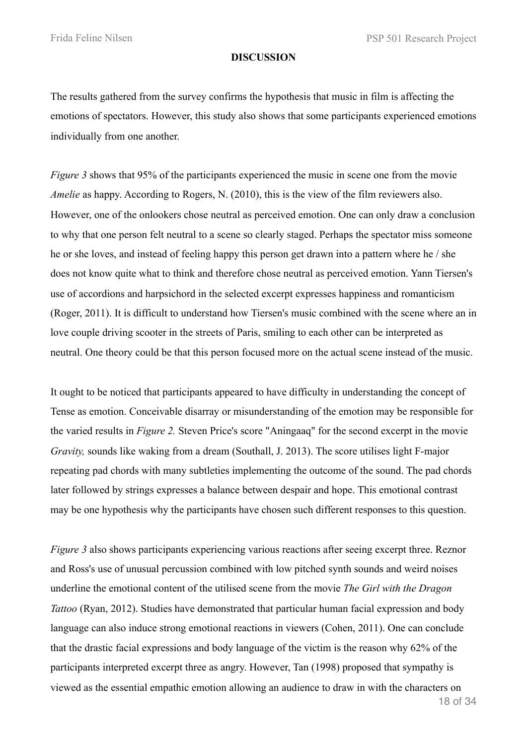**DISCUSSION**

The results gathered from the survey confirms the hypothesis that music in film is affecting the emotions of spectators. However, this study also shows that some participants experienced emotions individually from one another.

*Figure 3* shows that 95% of the participants experienced the music in scene one from the movie *Amelie* as happy. According to Rogers, N. (2010), this is the view of the film reviewers also. However, one of the onlookers chose neutral as perceived emotion. One can only draw a conclusion to why that one person felt neutral to a scene so clearly staged. Perhaps the spectator miss someone he or she loves, and instead of feeling happy this person get drawn into a pattern where he / she does not know quite what to think and therefore chose neutral as perceived emotion. Yann Tiersen's use of accordions and harpsichord in the selected excerpt expresses happiness and romanticism (Roger, 2011). It is difficult to understand how Tiersen's music combined with the scene where an in love couple driving scooter in the streets of Paris, smiling to each other can be interpreted as neutral. One theory could be that this person focused more on the actual scene instead of the music.

It ought to be noticed that participants appeared to have difficulty in understanding the concept of Tense as emotion. Conceivable disarray or misunderstanding of the emotion may be responsible for the varied results in *Figure 2.* Steven Price's score "Aningaaq" for the second excerpt in the movie *Gravity,* sounds like waking from a dream (Southall, J. 2013). The score utilises light F-major repeating pad chords with many subtleties implementing the outcome of the sound. The pad chords later followed by strings expresses a balance between despair and hope. This emotional contrast may be one hypothesis why the participants have chosen such different responses to this question.

*Figure 3* also shows participants experiencing various reactions after seeing excerpt three. Reznor and Ross's use of unusual percussion combined with low pitched synth sounds and weird noises underline the emotional content of the utilised scene from the movie *The Girl with the Dragon Tattoo* (Ryan, 2012). Studies have demonstrated that particular human facial expression and body language can also induce strong emotional reactions in viewers (Cohen, 2011). One can conclude that the drastic facial expressions and body language of the victim is the reason why 62% of the participants interpreted excerpt three as angry. However, Tan (1998) proposed that sympathy is viewed as the essential empathic emotion allowing an audience to draw in with the characters on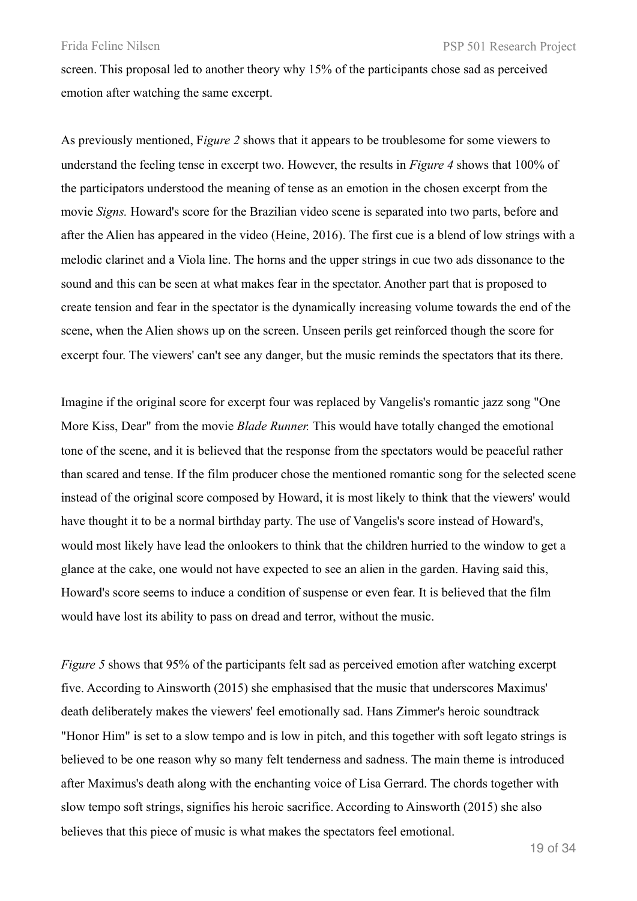screen. This proposal led to another theory why 15% of the participants chose sad as perceived emotion after watching the same excerpt.

As previously mentioned, F*igure 2* shows that it appears to be troublesome for some viewers to understand the feeling tense in excerpt two. However, the results in *Figure 4* shows that 100% of the participators understood the meaning of tense as an emotion in the chosen excerpt from the movie *Signs.* Howard's score for the Brazilian video scene is separated into two parts, before and after the Alien has appeared in the video (Heine, 2016). The first cue is a blend of low strings with a melodic clarinet and a Viola line. The horns and the upper strings in cue two ads dissonance to the sound and this can be seen at what makes fear in the spectator. Another part that is proposed to create tension and fear in the spectator is the dynamically increasing volume towards the end of the scene, when the Alien shows up on the screen. Unseen perils get reinforced though the score for excerpt four. The viewers' can't see any danger, but the music reminds the spectators that its there.

Imagine if the original score for excerpt four was replaced by Vangelis's romantic jazz song "One More Kiss, Dear" from the movie *Blade Runner.* This would have totally changed the emotional tone of the scene, and it is believed that the response from the spectators would be peaceful rather than scared and tense. If the film producer chose the mentioned romantic song for the selected scene instead of the original score composed by Howard, it is most likely to think that the viewers' would have thought it to be a normal birthday party. The use of Vangelis's score instead of Howard's, would most likely have lead the onlookers to think that the children hurried to the window to get a glance at the cake, one would not have expected to see an alien in the garden. Having said this, Howard's score seems to induce a condition of suspense or even fear. It is believed that the film would have lost its ability to pass on dread and terror, without the music.

*Figure 5* shows that 95% of the participants felt sad as perceived emotion after watching excerpt five. According to Ainsworth (2015) she emphasised that the music that underscores Maximus' death deliberately makes the viewers' feel emotionally sad. Hans Zimmer's heroic soundtrack "Honor Him" is set to a slow tempo and is low in pitch, and this together with soft legato strings is believed to be one reason why so many felt tenderness and sadness. The main theme is introduced after Maximus's death along with the enchanting voice of Lisa Gerrard. The chords together with slow tempo soft strings, signifies his heroic sacrifice. According to Ainsworth (2015) she also believes that this piece of music is what makes the spectators feel emotional.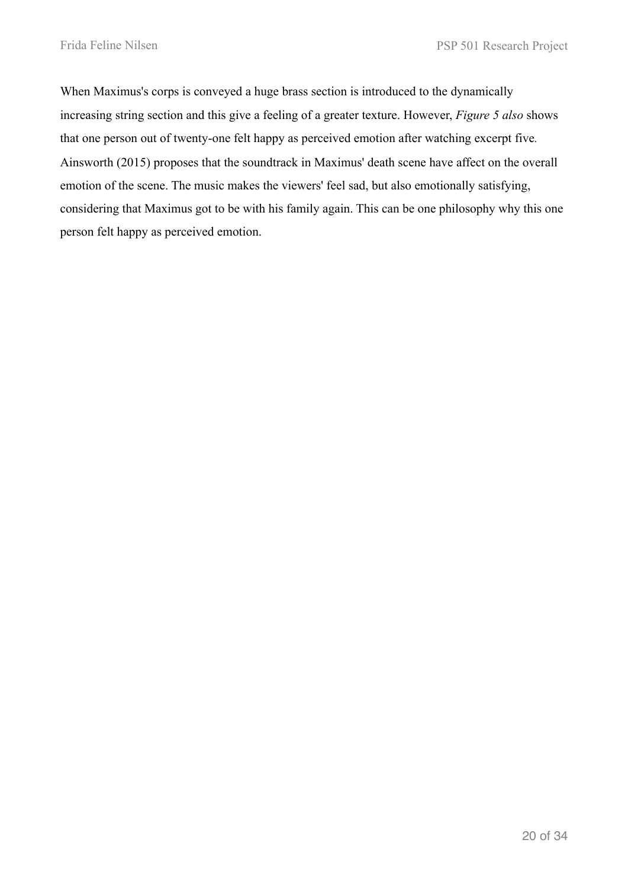When Maximus's corps is conveyed a huge brass section is introduced to the dynamically increasing string section and this give a feeling of a greater texture. However, *Figure 5 also* shows that one person out of twenty-one felt happy as perceived emotion after watching excerpt five. Ainsworth (2015) proposes that the soundtrack in Maximus' death scene have affect on the overall emotion of the scene. The music makes the viewers' feel sad, but also emotionally satisfying, considering that Maximus got to be with his family again. This can be one philosophy why this one person felt happy as perceived emotion.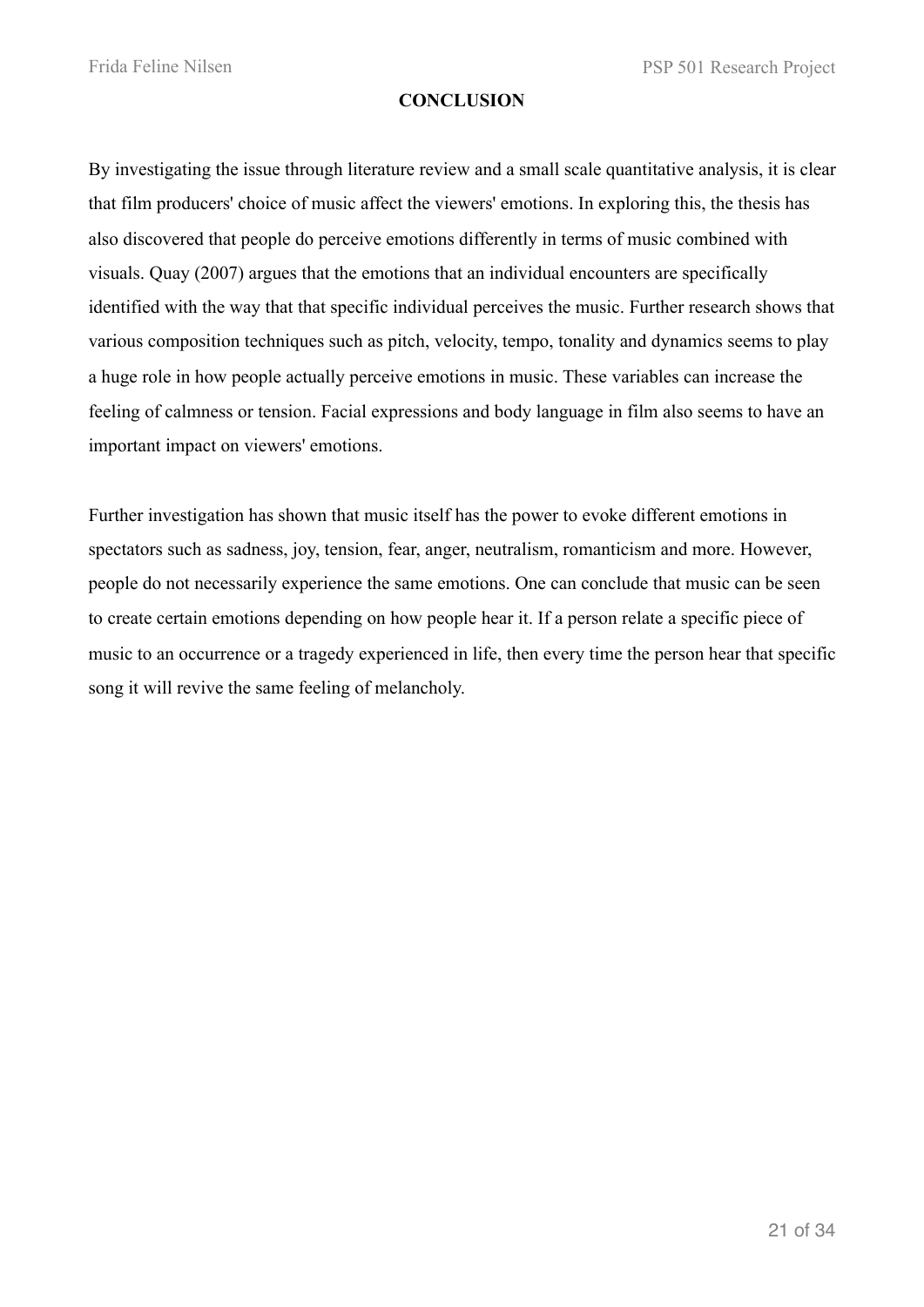## CONCLUSION

By investigating the issue through literature review and a small scale quantitative analysis, it is clear that film producers' choice of music affect the viewers' emotions. In exploring this, the thesis has also discovered that people do perceive emotions differently in terms of music combined with visuals. Quay (2007) argues that the emotions that an individual encounters are specifically identified with the way that that specific individual perceives the music. Further research shows that various composition techniques such as pitch, velocity, tempo, tonality and dynamics seems to play a huge role in how people actually perceive emotions in music. These variables can increase the feeling of calmness or tension. Facial expressions and body language in film also seems to have an important impact on viewers' emotions.

Further investigation has shown that music itself has the power to evoke different emotions in spectators such as sadness, joy, tension, fear, anger, neutralism, romanticism and more. However, people do not necessarily experience the same emotions. One can conclude that music can be seen to create certain emotions depending on how people hear it. If a person relate a specific piece of music to an occurrence or a tragedy experienced in life, then every time the person hear that specific song it will revive the same feeling of melancholy.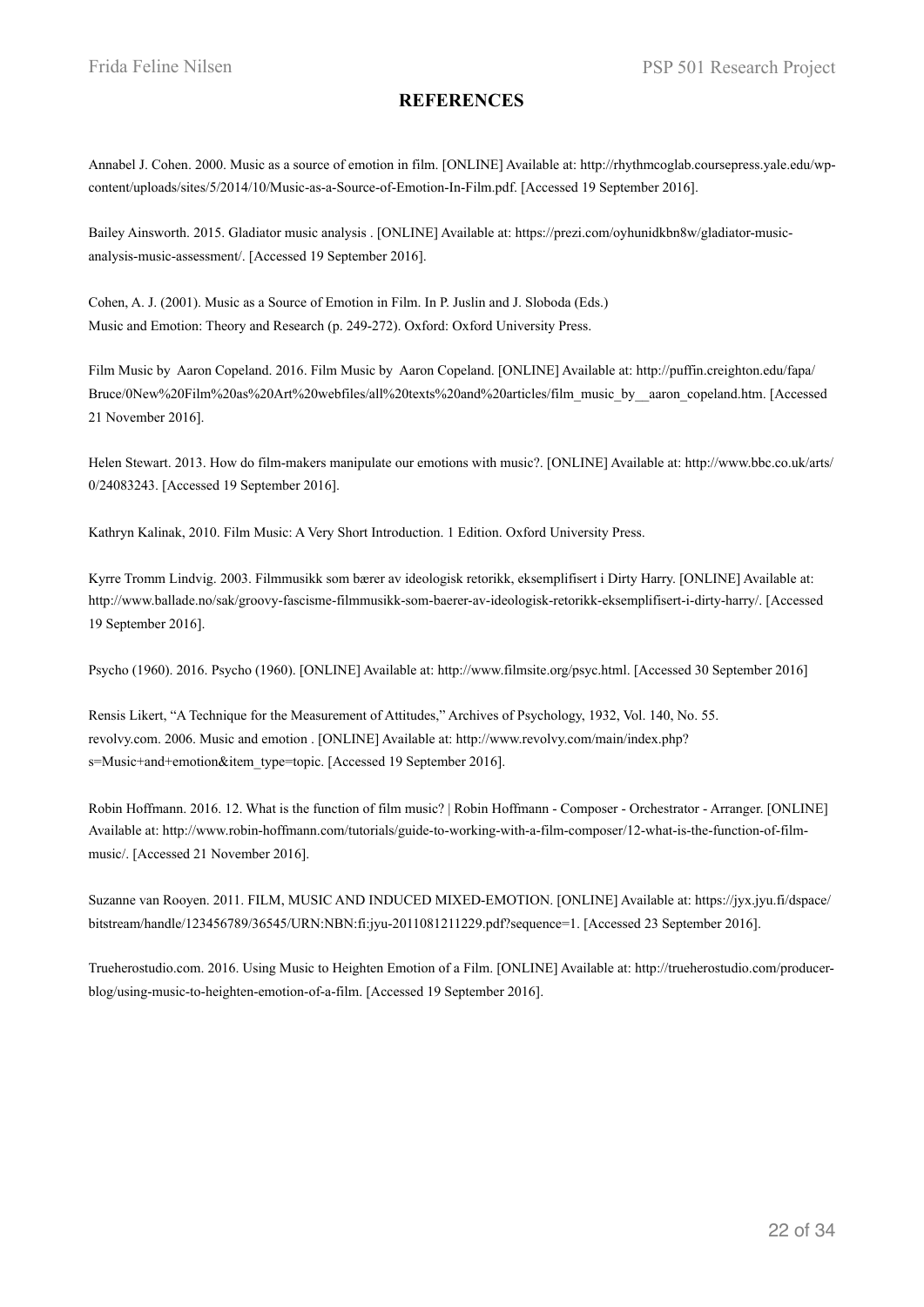## REFERENCES

Annabel J. Cohen. 2000. Music as a source of emotion in film. [ONLINE] Available at: http://rhythmcoglab.coursepress.yale.edu/wp-content/uploads/sites/5/2014/10/Music-as-a-Source-of-Emotion-In-Film.pdf. [Accessed 19 September 2016].

Bailey Ainsworth. 2015. Gladiator music analysis . [ONLINE] Available at: https://prezi.com/oyhunidkbn8w/gladiator-music-analysis-music-assessment/. [Accessed 19 September 2016].

Cohen, A. J. (2001). Music as a Source of Emotion in Film. In P. Juslin and J. Sloboda (Eds.) Music and Emotion: Theory and Research (p. 249-272). Oxford: Oxford University Press.

Film Music by Aaron Copeland. 2016. Film Music by Aaron Copeland. [ONLINE] Available at: http://puffin.creighton.edu/fapa/Bruce/0New%20Film%20as%20Art%20webfiles/all%20texts%20and%20articles/film_music_by__aaron_copeland.htm. [Accessed 21 November 2016].

Helen Stewart. 2013. How do film-makers manipulate our emotions with music?. [ONLINE] Available at: http://www.bbc.co.uk/arts/0/24083243. [Accessed 19 September 2016].

Kathryn Kalinak, 2010. Film Music: A Very Short Introduction. 1 Edition. Oxford University Press.

Kyrre Tromm Lindvig. 2003. Filmmusikk som bærer av ideologisk retorikk, eksemplifisert i Dirty Harry. [ONLINE] Available at: http://www.ballade.no/sak/groovy-fascisme-filmmusikk-som-baerer-av-ideologisk-retorikk-eksemplifisert-i-dirty-harry/. [Accessed 19 September 2016].

Psycho (1960). 2016. Psycho (1960). [ONLINE] Available at: http://www.filmsite.org/psyc.html. [Accessed 30 September 2016]

Rensis Likert, "A Technique for the Measurement of Attitudes," Archives of Psychology, 1932, Vol. 140, No. 55.
revolvy.com. 2006. Music and emotion . [ONLINE] Available at: http://www.revolvy.com/main/index.php?s=Music+and+emotion&item_type=topic. [Accessed 19 September 2016].

Robin Hoffmann. 2016. 12. What is the function of film music? | Robin Hoffmann - Composer - Orchestrator - Arranger. [ONLINE] Available at: http://www.robin-hoffmann.com/tutorials/guide-to-working-with-a-film-composer/12-what-is-the-function-of-film-music/. [Accessed 21 November 2016].

Suzanne van Rooyen. 2011. FILM, MUSIC AND INDUCED MIXED-EMOTION. [ONLINE] Available at: https://jyx.jyu.fi/dspace/bitstream/handle/123456789/36545/URN:NBN:fi:jyu-2011081211229.pdf?sequence=1. [Accessed 23 September 2016].

Trueherostudio.com. 2016. Using Music to Heighten Emotion of a Film. [ONLINE] Available at: http://trueherostudio.com/producer-blog/using-music-to-heighten-emotion-of-a-film. [Accessed 19 September 2016].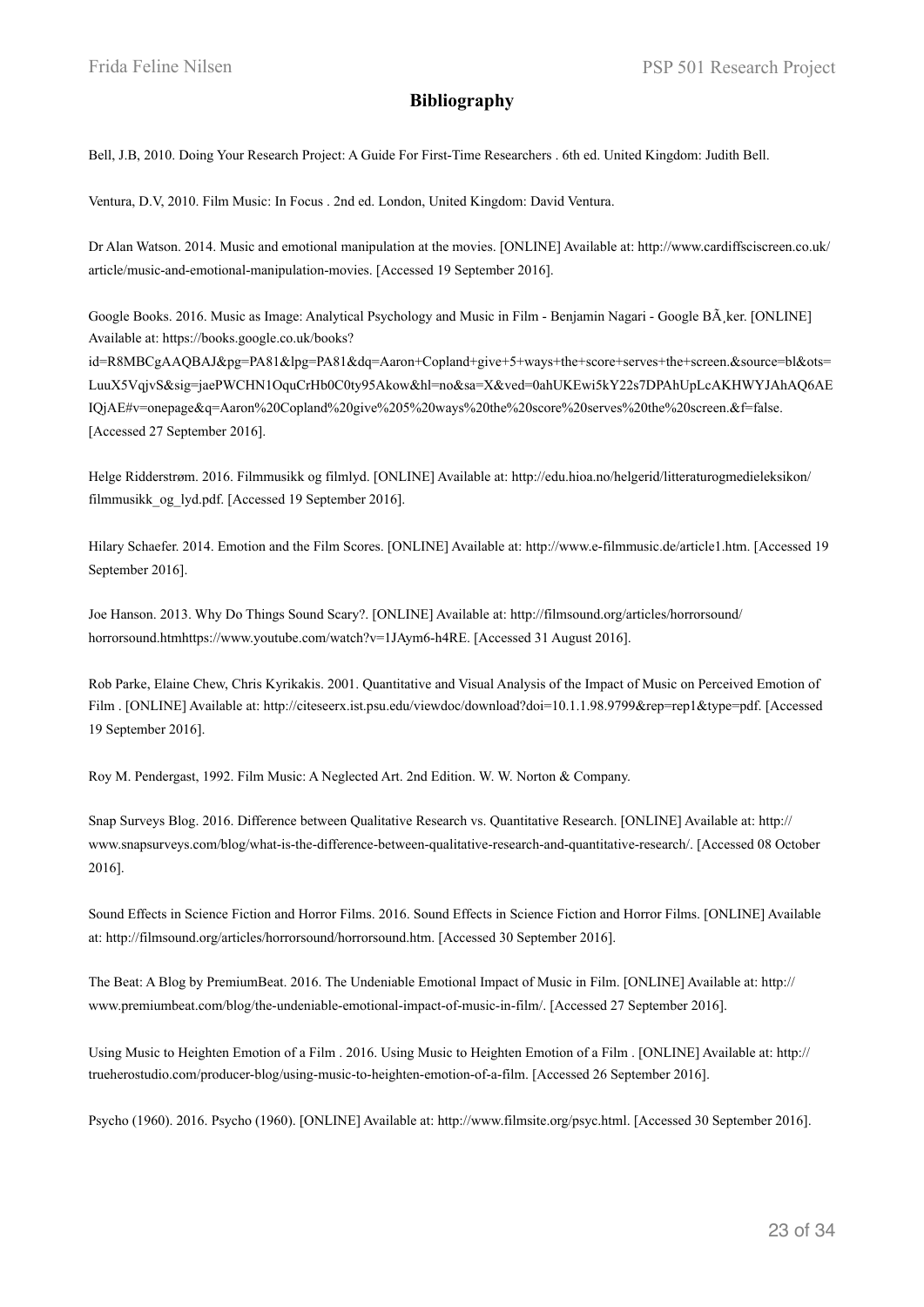# Bibliography

Bell, J.B, 2010. Doing Your Research Project: A Guide For First-Time Researchers . 6th ed. United Kingdom: Judith Bell.

Ventura, D.V, 2010. Film Music: In Focus . 2nd ed. London, United Kingdom: David Ventura.

Dr Alan Watson. 2014. Music and emotional manipulation at the movies. [ONLINE] Available at: http://www.cardiffsciscreen.co.uk/article/music-and-emotional-manipulation-movies. [Accessed 19 September 2016].

Google Books. 2016. Music as Image: Analytical Psychology and Music in Film - Benjamin Nagari - Google BÃ¸ker. [ONLINE] Available at: https://books.google.co.uk/books?id=R8MBCgAAQBAJ&pg=PA81&lpg=PA81&dq=Aaron+Copland+give+5+ways+the+score+serves+the+screen.&source=bl&ots=LuuX5VqjvS&sig=jaePWCHN1OquCrHb0C0ty95Akow&hl=no&sa=X&ved=0ahUKEwi5kY22s7DPAhUpLcAKHWYJAhAQ6AEIQjAE#v=onepage&q=Aaron%20Copland%20give%205%20ways%20the%20score%20serves%20the%20screen.&f=false. [Accessed 27 September 2016].

Helge Ridderstrøm. 2016. Filmmusikk og filmlyd. [ONLINE] Available at: http://edu.hioa.no/helgerid/litteraturogmedieleksikon/filmmusikk_og_lyd.pdf. [Accessed 19 September 2016].

Hilary Schaefer. 2014. Emotion and the Film Scores. [ONLINE] Available at: http://www.e-filmmusic.de/article1.htm. [Accessed 19 September 2016].

Joe Hanson. 2013. Why Do Things Sound Scary?. [ONLINE] Available at: http://filmsound.org/articles/horrorsound/horrorsound.htmhttps://www.youtube.com/watch?v=1JAym6-h4RE. [Accessed 31 August 2016].

Rob Parke, Elaine Chew, Chris Kyrikakis. 2001. Quantitative and Visual Analysis of the Impact of Music on Perceived Emotion of Film . [ONLINE] Available at: http://citeseerx.ist.psu.edu/viewdoc/download?doi=10.1.1.98.9799&rep=rep1&type=pdf. [Accessed 19 September 2016].

Roy M. Pendergast, 1992. Film Music: A Neglected Art. 2nd Edition. W. W. Norton & Company.

Snap Surveys Blog. 2016. Difference between Qualitative Research vs. Quantitative Research. [ONLINE] Available at: http://www.snapsurveys.com/blog/what-is-the-difference-between-qualitative-research-and-quantitative-research/. [Accessed 08 October 2016].

Sound Effects in Science Fiction and Horror Films. 2016. Sound Effects in Science Fiction and Horror Films. [ONLINE] Available at: http://filmsound.org/articles/horrorsound/horrorsound.htm. [Accessed 30 September 2016].

The Beat: A Blog by PremiumBeat. 2016. The Undeniable Emotional Impact of Music in Film. [ONLINE] Available at: http://www.premiumbeat.com/blog/the-undeniable-emotional-impact-of-music-in-film/. [Accessed 27 September 2016].

Using Music to Heighten Emotion of a Film . 2016. Using Music to Heighten Emotion of a Film . [ONLINE] Available at: http://trueherostudio.com/producer-blog/using-music-to-heighten-emotion-of-a-film. [Accessed 26 September 2016].

Psycho (1960). 2016. Psycho (1960). [ONLINE] Available at: http://www.filmsite.org/psyc.html. [Accessed 30 September 2016].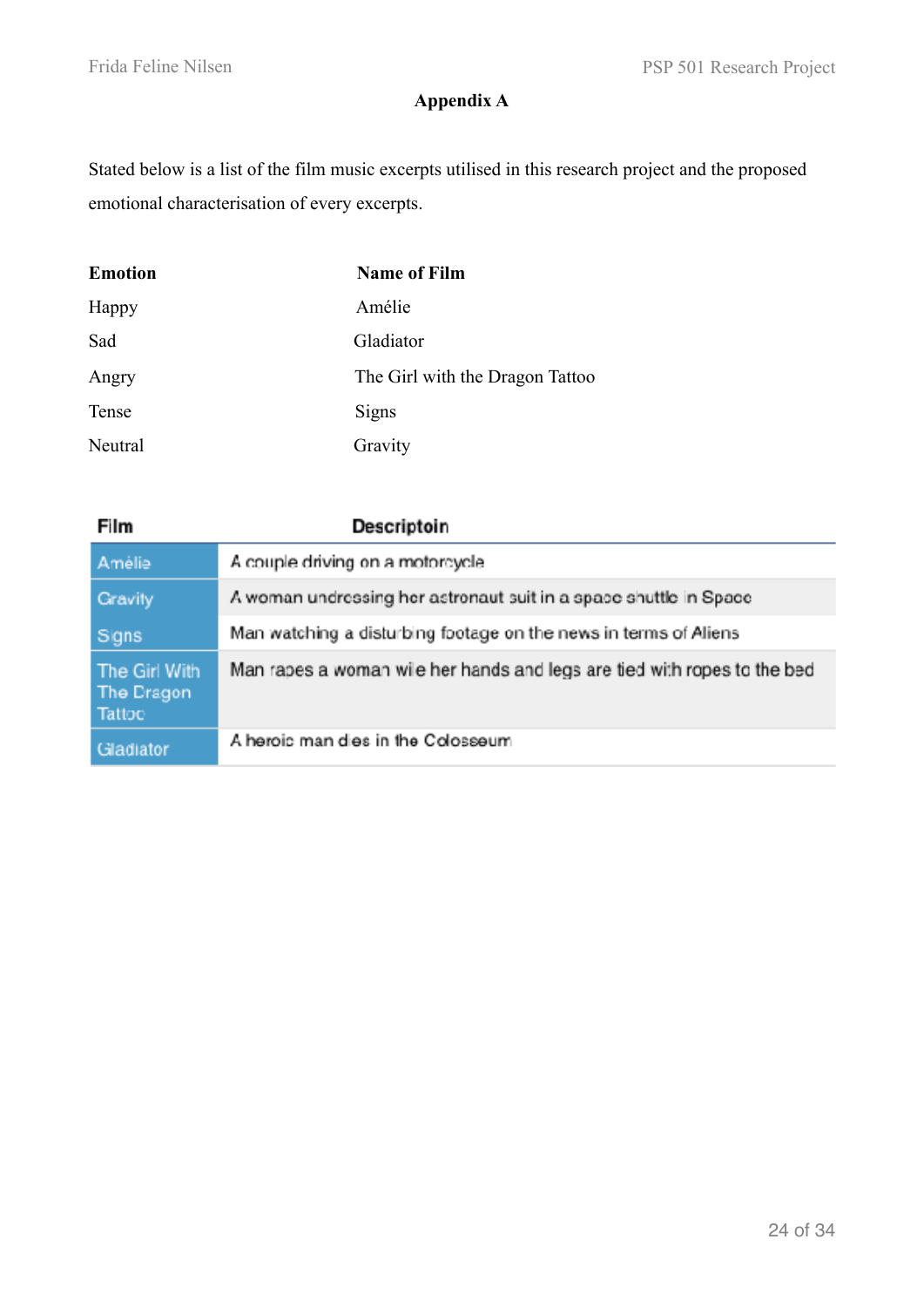## Appendix A

Stated below is a list of the film music excerpts utilised in this research project and the proposed emotional characterisation of every excerpts.

| Emotion | Name of Film |
|---|---|
| Happy | Amélie |
| Sad | Gladiator |
| Angry | The Girl with the Dragon Tattoo |
| Tense | Signs |
| Neutral | Gravity |

| Film | Descriptoin |
|---|---|
| Amélie | A couple driving on a motorcycle |
| Gravity | A woman undressing her astronaut suit in a space shuttle in Space |
| Signs | Man watching a disturbing footage on the news in terms of Aliens |
| The Girl With The Dragon Tattoo | Man rapes a woman wile her hands and legs are tied with ropes to the bed |
| Gladiator | A heroic man dies in the Colosseum |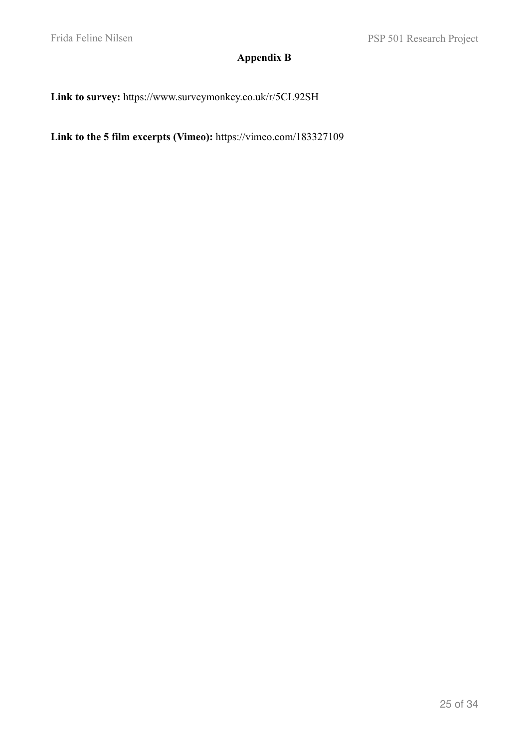## Appendix B

**Link to survey:** https://www.surveymonkey.co.uk/r/5CL92SH

**Link to the 5 film excerpts (Vimeo):** https://vimeo.com/183327109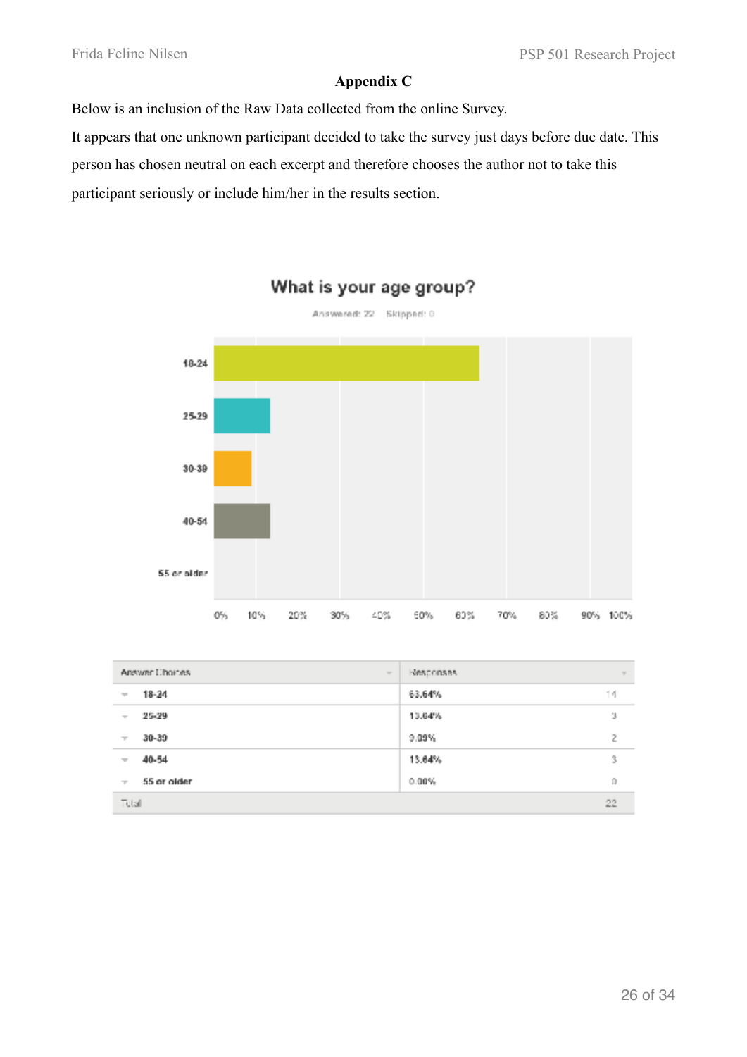**Appendix C**

Below is an inclusion of the Raw Data collected from the online Survey.

It appears that one unknown participant decided to take the survey just days before due date. This person has chosen neutral on each excerpt and therefore chooses the author not to take this participant seriously or include him/her in the results section.

**What is your age group?**

Answered: 22 Skipped: 0

| Answer Choices | Responses | |
|---|---|---|
| 18-24 | 63.64% | 14 |
| 25-29 | 13.64% | 3 |
| 30-39 | 9.09% | 2 |
| 40-54 | 13.64% | 3 |
| 55 or older | 0.00% | 0 |
| Total | | 22 |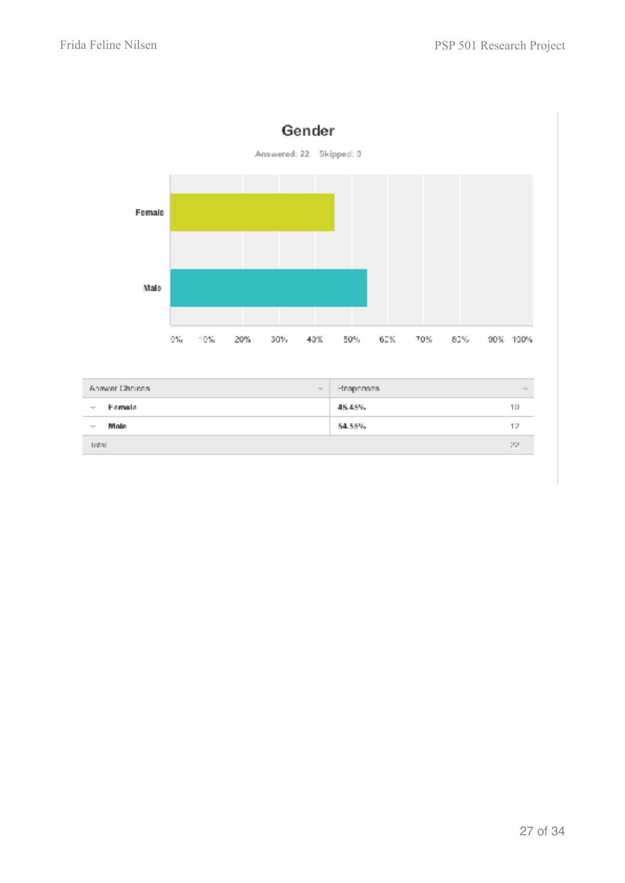## Gender

Answered: 22 Skipped: 0

| Answer Choices | Responses | |
|---|---|---|
| Female | 45.45% | 10 |
| Male | 54.55% | 12 |
| Total | | 22 |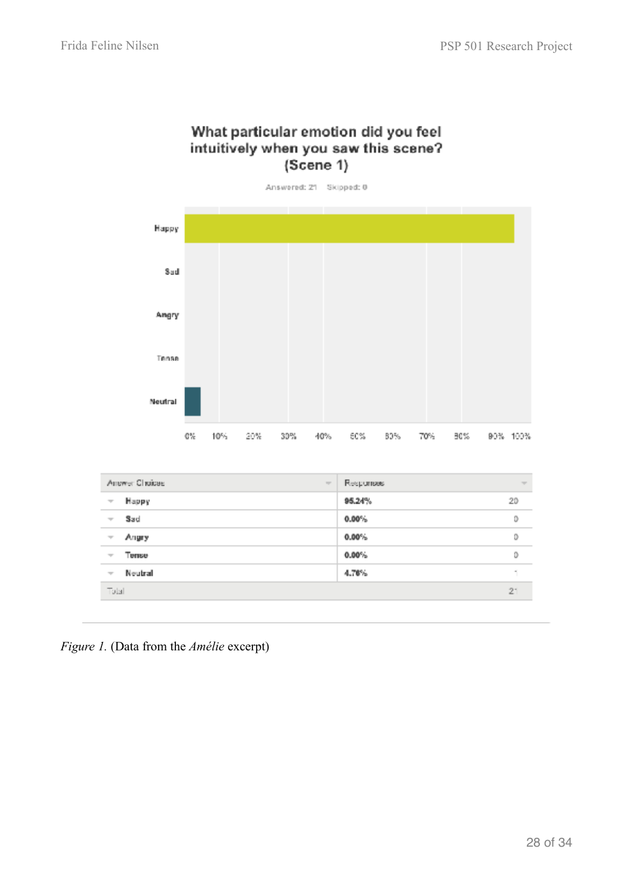**What particular emotion did you feel intuitively when you saw this scene? (Scene 1)**

Answered: 21 Skipped: 0

| Answer Choices | Responses | |
|---|---|---|
| Happy | 95.24% | 20 |
| Sad | 0.00% | 0 |
| Angry | 0.00% | 0 |
| Tense | 0.00% | 0 |
| Neutral | 4.76% | 1 |
| Total | | 21 |

*Figure 1.* (Data from the *Amélie* excerpt)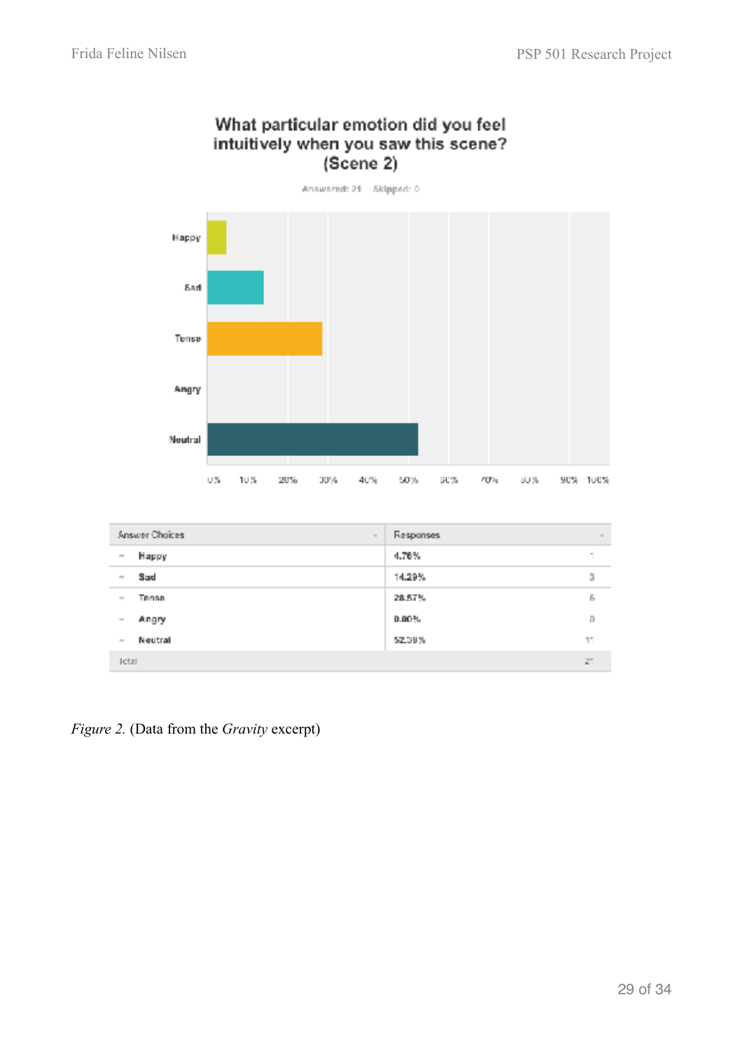**What particular emotion did you feel intuitively when you saw this scene? (Scene 2)**

Answered: 21 Skipped: 0

| Answer Choices | Responses | |
|---|---|---|
| Happy | 4.76% | 1 |
| Sad | 14.29% | 3 |
| Tense | 28.57% | 6 |
| Angry | 0.00% | 0 |
| Neutral | 52.38% | 11 |
| Total | | 21 |

*Figure 2.* (Data from the *Gravity* excerpt)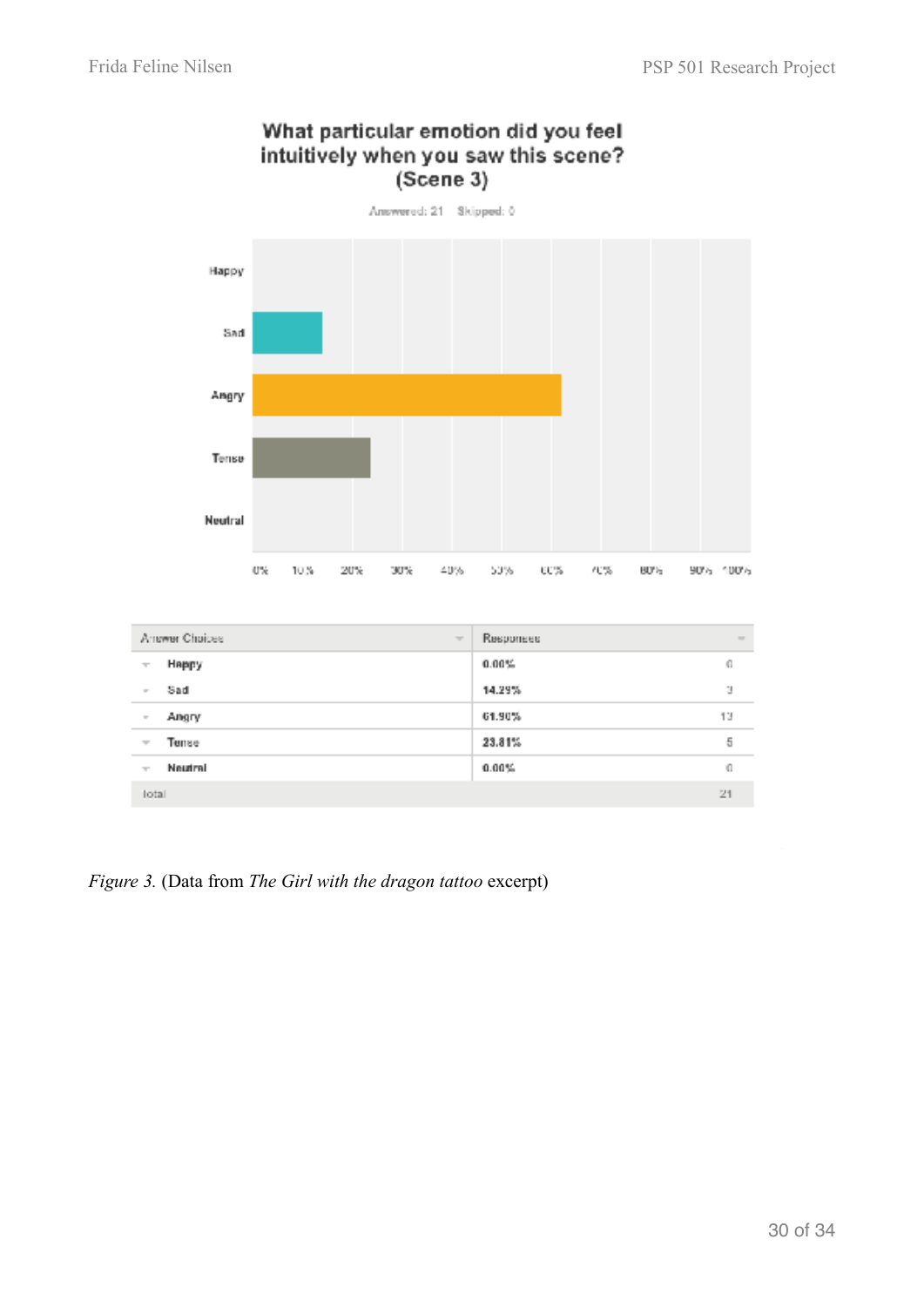**What particular emotion did you feel intuitively when you saw this scene? (Scene 3)**

Answered: 21 Skipped: 0

| Answer Choices | Responses | |
|---|---|---|
| Happy | 0.00% | 0 |
| Sad | 14.29% | 3 |
| Angry | 61.90% | 13 |
| Tense | 23.81% | 5 |
| Neutral | 0.00% | 0 |
| Total | | 21 |

*Figure 3.* (Data from *The Girl with the dragon tattoo* excerpt)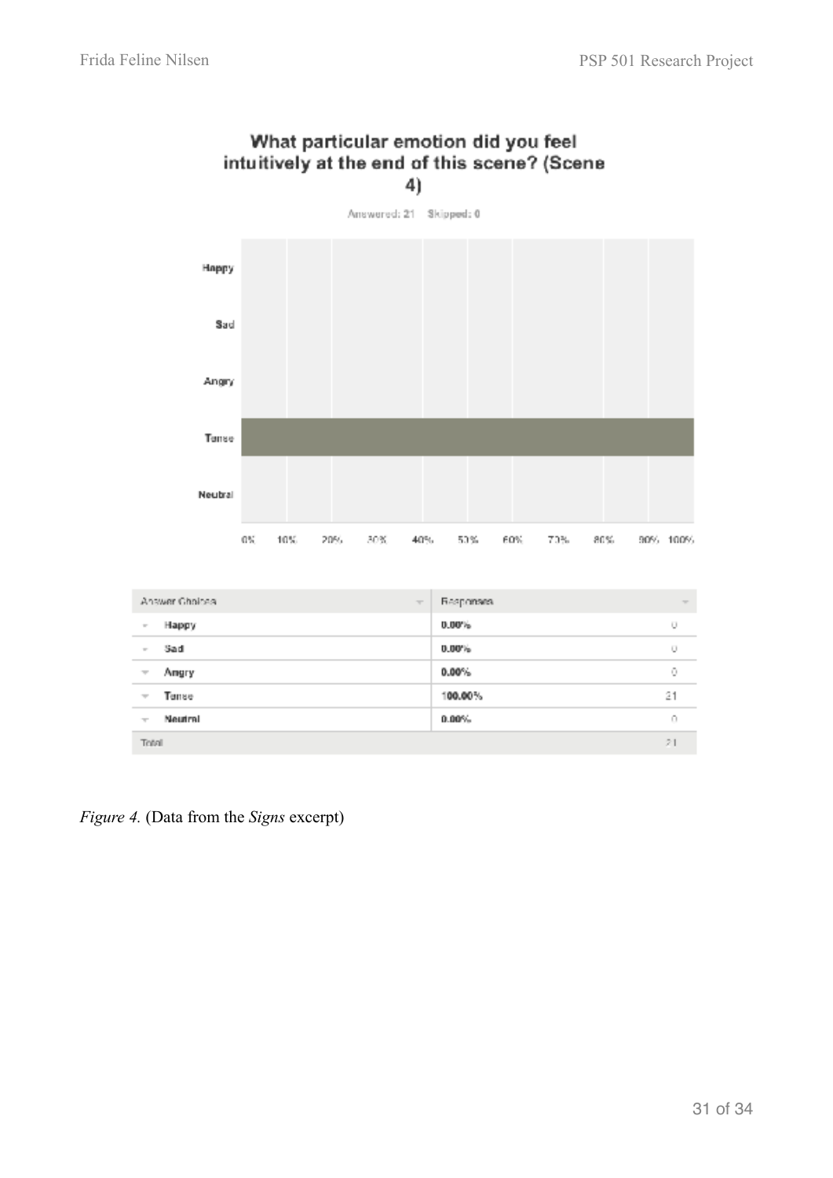**What particular emotion did you feel intuitively at the end of this scene? (Scene 4)**

Answered: 21 Skipped: 0

| Answer Choices | Responses | |
|---|---|---|
| Happy | 0.00% | 0 |
| Sad | 0.00% | 0 |
| Angry | 0.00% | 0 |
| Tense | 100.00% | 21 |
| Neutral | 0.00% | 0 |
| Total | | 21 |

*Figure 4.* (Data from the *Signs* excerpt)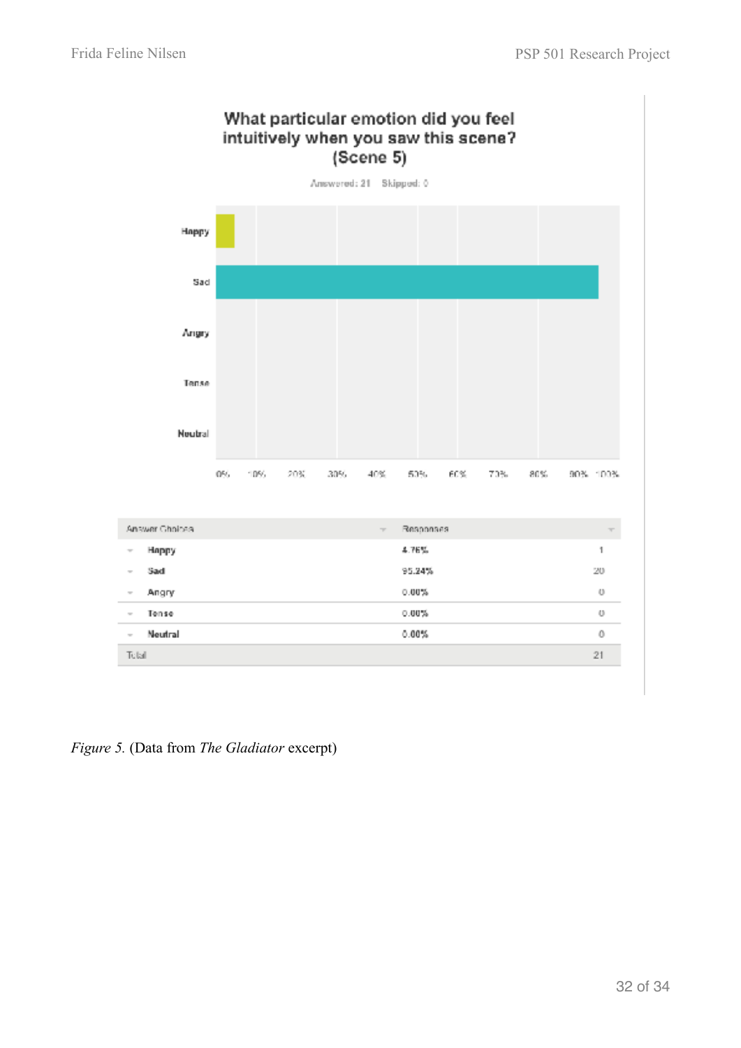### What particular emotion did you feel intuitively when you saw this scene? (Scene 5)

Answered: 21 Skipped: 0

| Answer Choices | Responses | |
|---|---|---|
| Happy | 4.76% | 1 |
| Sad | 95.24% | 20 |
| Angry | 0.00% | 0 |
| Tense | 0.00% | 0 |
| Neutral | 0.00% | 0 |
| Total | | 21 |

*Figure 5.* (Data from *The Gladiator* excerpt)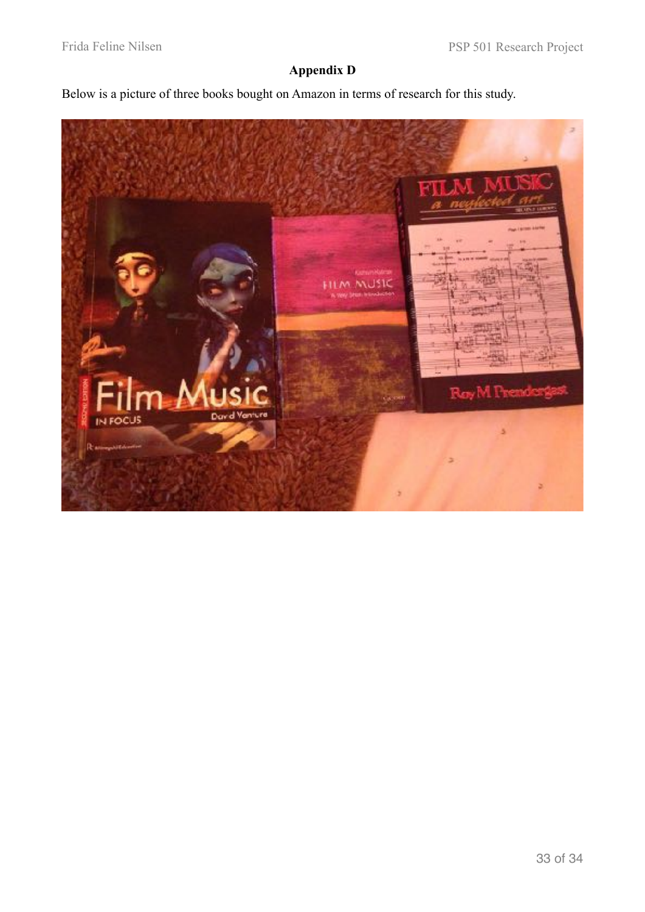# Appendix D

Below is a picture of three books bought on Amazon in terms of research for this study.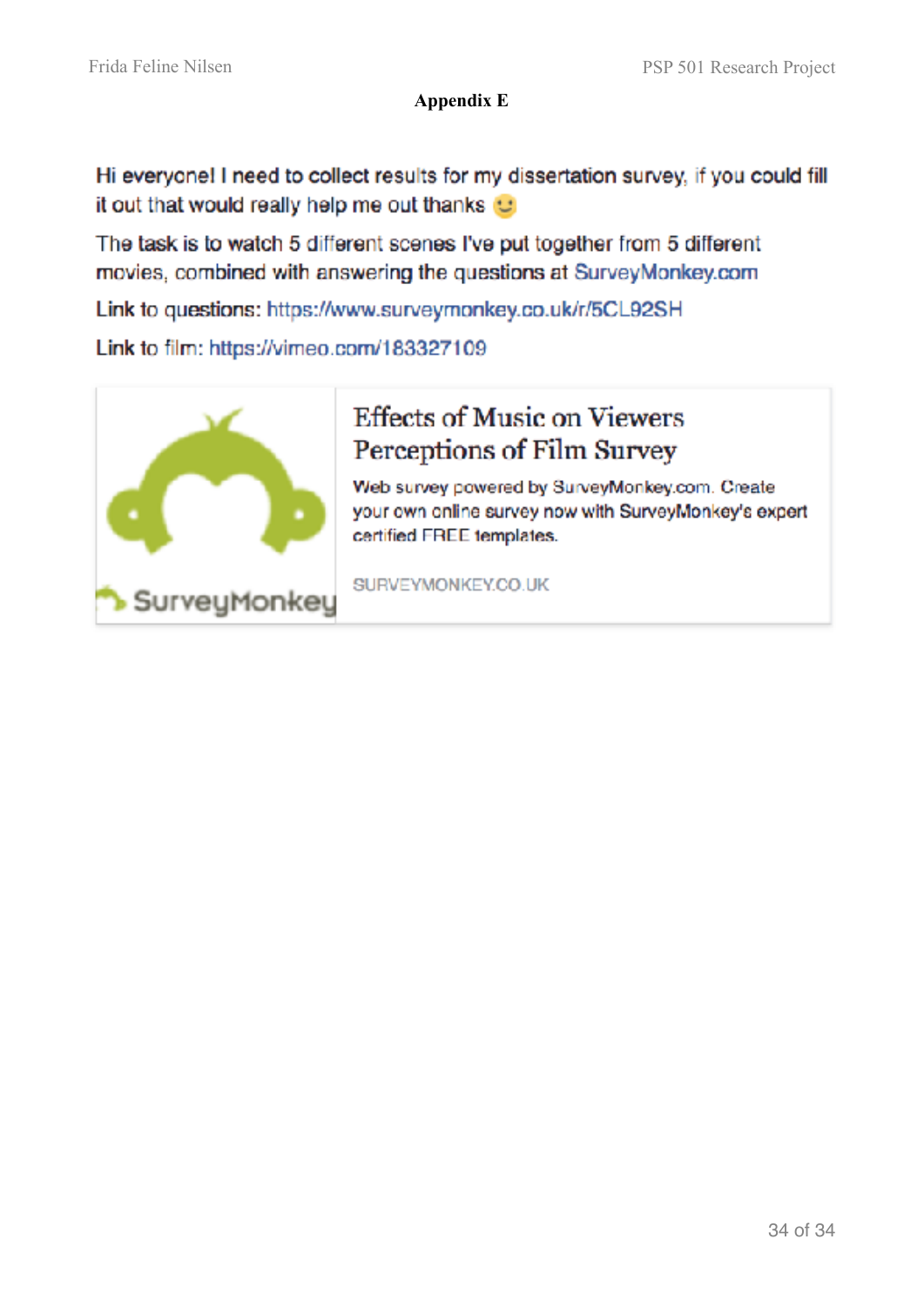**Appendix E**

Hi everyone! I need to collect results for my dissertation survey, if you could fill it out that would really help me out thanks 🙂

The task is to watch 5 different scenes I've put together from 5 different movies, combined with answering the questions at SurveyMonkey.com

Link to questions: https://www.surveymonkey.co.uk/r/5CL92SH

Link to film: https://vimeo.com/183327109

SurveyMonkey

Effects of Music on Viewers Perceptions of Film Survey

Web survey powered by SurveyMonkey.com. Create your own online survey now with SurveyMonkey's expert certified FREE templates.

SURVEYMONKEY.CO.UK